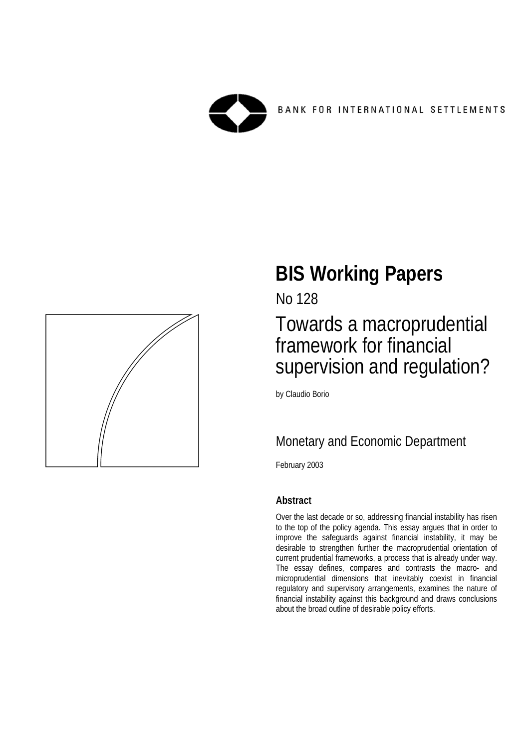BANK FOR INTERNATIONAL SETTLEMENTS

# BIS Working Papers

No 128

## Towards a macroprudential framework for financial supervision and regulation?

by Claudio Borio

Monetary and Economic Department

February 2003

### Abstract

Over the last decade or so, addressing financial instability has risen to the top of the policy agenda. This essay argues that in order to improve the safeguards against financial instability, it may be desirable to strengthen further the macroprudential orientation of current prudential frameworks, a process that is already under way. The essay defines, compares and contrasts the macro- and microprudential dimensions that inevitably coexist in financial regulatory and supervisory arrangements, examines the nature of financial instability against this background and draws conclusions about the broad outline of desirable policy efforts.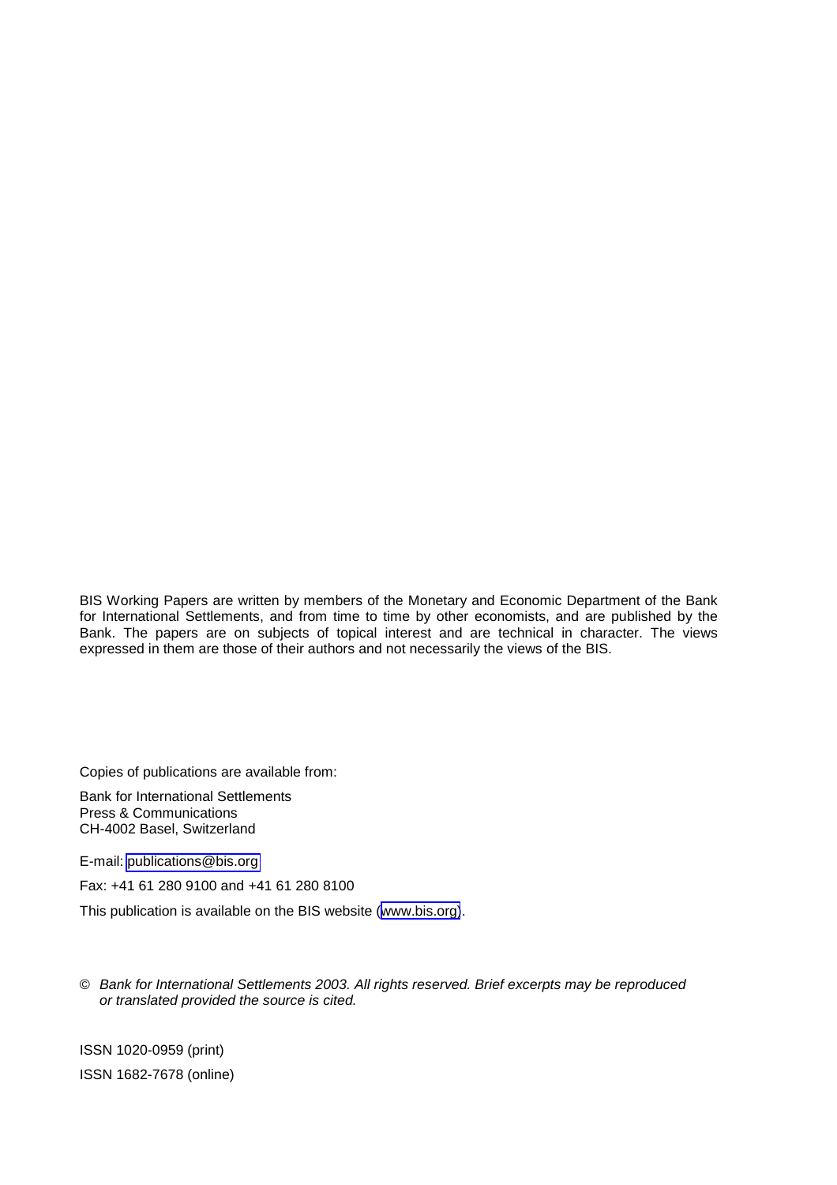BIS Working Papers are written by members of the Monetary and Economic Department of the Bank for International Settlements, and from time to time by other economists, and are published by the Bank. The papers are on subjects of topical interest and are technical in character. The views expressed in them are those of their authors and not necessarily the views of the BIS.

Copies of publications are available from:

Bank for International Settlements  
Press & Communications  
CH-4002 Basel, Switzerland

E-mail: publications@bis.org

Fax: +41 61 280 9100 and +41 61 280 8100

This publication is available on the BIS website (www.bis.org).

© *Bank for International Settlements 2003. All rights reserved. Brief excerpts may be reproduced or translated provided the source is cited.*

ISSN 1020-0959 (print)

ISSN 1682-7678 (online)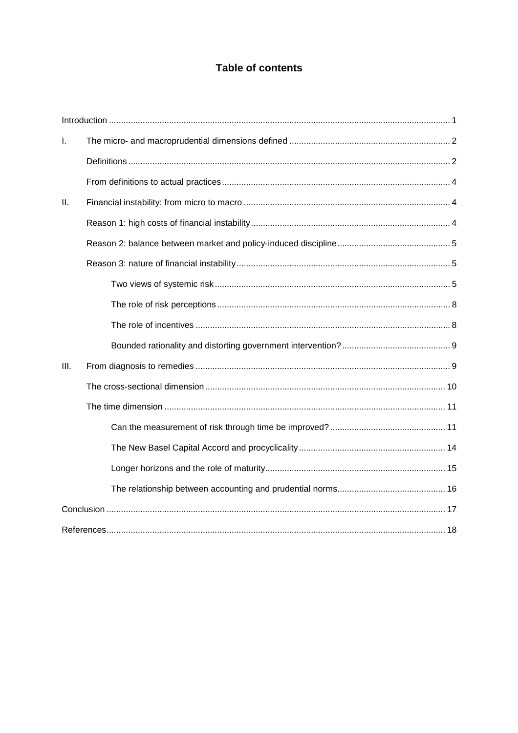## Table of contents

| | | |
|---|---|---|
| Introduction | | 1 |
| I. | The micro- and macroprudential dimensions defined | 2 |
| | Definitions | 2 |
| | From definitions to actual practices | 4 |
| II. | Financial instability: from micro to macro | 4 |
| | Reason 1: high costs of financial instability | 4 |
| | Reason 2: balance between market and policy-induced discipline | 5 |
| | Reason 3: nature of financial instability | 5 |
| | Two views of systemic risk | 5 |
| | The role of risk perceptions | 8 |
| | The role of incentives | 8 |
| | Bounded rationality and distorting government intervention? | 9 |
| III. | From diagnosis to remedies | 9 |
| | The cross-sectional dimension | 10 |
| | The time dimension | 11 |
| | Can the measurement of risk through time be improved? | 11 |
| | The New Basel Capital Accord and procyclicality | 14 |
| | Longer horizons and the role of maturity | 15 |
| | The relationship between accounting and prudential norms | 16 |
| Conclusion | | 17 |
| References | | 18 |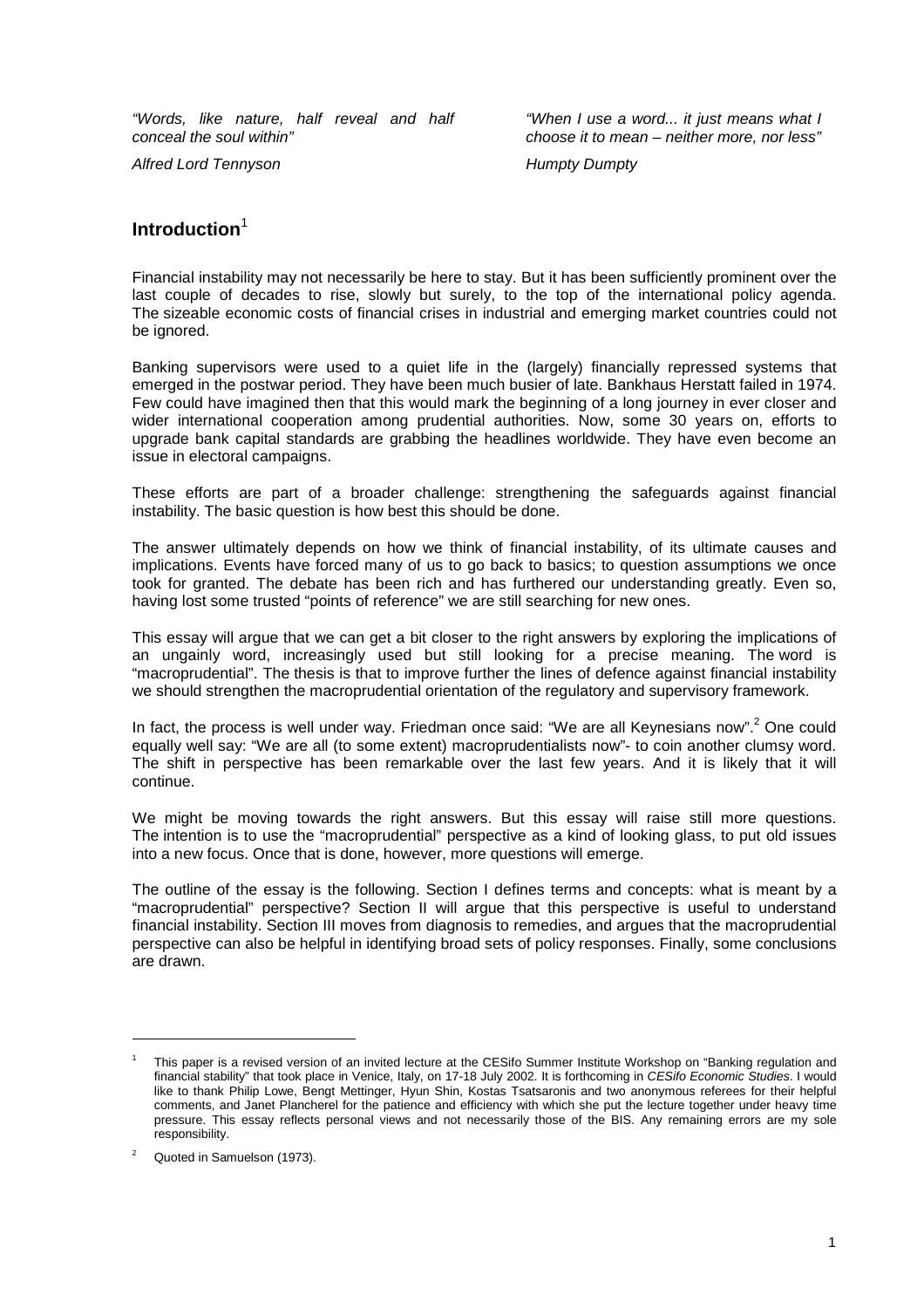*"Words, like nature, half reveal and half conceal the soul within"*

*Alfred Lord Tennyson*

*"When I use a word... it just means what I choose it to mean – neither more, nor less"*

*Humpty Dumpty*

## Introduction[1]

Financial instability may not necessarily be here to stay. But it has been sufficiently prominent over the last couple of decades to rise, slowly but surely, to the top of the international policy agenda. The sizeable economic costs of financial crises in industrial and emerging market countries could not be ignored.

Banking supervisors were used to a quiet life in the (largely) financially repressed systems that emerged in the postwar period. They have been much busier of late. Bankhaus Herstatt failed in 1974. Few could have imagined then that this would mark the beginning of a long journey in ever closer and wider international cooperation among prudential authorities. Now, some 30 years on, efforts to upgrade bank capital standards are grabbing the headlines worldwide. They have even become an issue in electoral campaigns.

These efforts are part of a broader challenge: strengthening the safeguards against financial instability. The basic question is how best this should be done.

The answer ultimately depends on how we think of financial instability, of its ultimate causes and implications. Events have forced many of us to go back to basics; to question assumptions we once took for granted. The debate has been rich and has furthered our understanding greatly. Even so, having lost some trusted "points of reference" we are still searching for new ones.

This essay will argue that we can get a bit closer to the right answers by exploring the implications of an ungainly word, increasingly used but still looking for a precise meaning. The word is "macroprudential". The thesis is that to improve further the lines of defence against financial instability we should strengthen the macroprudential orientation of the regulatory and supervisory framework.

In fact, the process is well under way. Friedman once said: "We are all Keynesians now".[2] One could equally well say: "We are all (to some extent) macroprudentialists now"- to coin another clumsy word. The shift in perspective has been remarkable over the last few years. And it is likely that it will continue.

We might be moving towards the right answers. But this essay will raise still more questions. The intention is to use the "macroprudential" perspective as a kind of looking glass, to put old issues into a new focus. Once that is done, however, more questions will emerge.

The outline of the essay is the following. Section I defines terms and concepts: what is meant by a "macroprudential" perspective? Section II will argue that this perspective is useful to understand financial instability. Section III moves from diagnosis to remedies, and argues that the macroprudential perspective can also be helpful in identifying broad sets of policy responses. Finally, some conclusions are drawn.

---

[1] This paper is a revised version of an invited lecture at the CESifo Summer Institute Workshop on "Banking regulation and financial stability" that took place in Venice, Italy, on 17-18 July 2002. It is forthcoming in *CESifo Economic Studies*. I would like to thank Philip Lowe, Bengt Mettinger, Hyun Shin, Kostas Tsatsaronis and two anonymous referees for their helpful comments, and Janet Plancherel for the patience and efficiency with which she put the lecture together under heavy time pressure. This essay reflects personal views and not necessarily those of the BIS. Any remaining errors are my sole responsibility.

[2] Quoted in Samuelson (1973).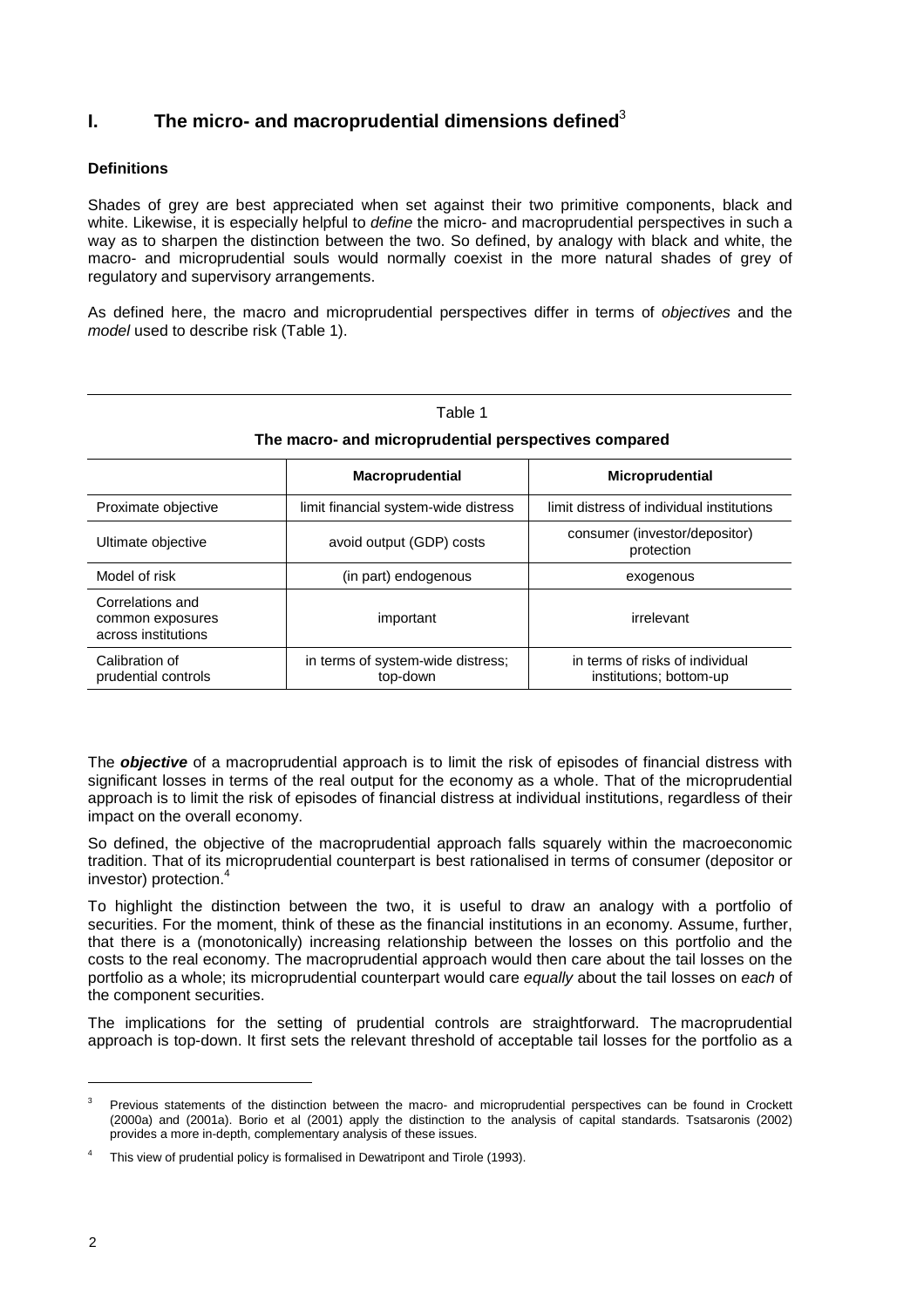## I. The micro- and macroprudential dimensions defined[3]

### Definitions

Shades of grey are best appreciated when set against their two primitive components, black and white. Likewise, it is especially helpful to *define* the micro- and macroprudential perspectives in such a way as to sharpen the distinction between the two. So defined, by analogy with black and white, the macro- and microprudential souls would normally coexist in the more natural shades of grey of regulatory and supervisory arrangements.

As defined here, the macro and microprudential perspectives differ in terms of *objectives* and the *model* used to describe risk (Table 1).

Table 1

**The macro- and microprudential perspectives compared**

| | Macroprudential | Microprudential |
|---|---|---|
| Proximate objective | limit financial system-wide distress | limit distress of individual institutions |
| Ultimate objective | avoid output (GDP) costs | consumer (investor/depositor) protection |
| Model of risk | (in part) endogenous | exogenous |
| Correlations and common exposures across institutions | important | irrelevant |
| Calibration of prudential controls | in terms of system-wide distress; top-down | in terms of risks of individual institutions; bottom-up |

The ***objective*** of a macroprudential approach is to limit the risk of episodes of financial distress with significant losses in terms of the real output for the economy as a whole. That of the microprudential approach is to limit the risk of episodes of financial distress at individual institutions, regardless of their impact on the overall economy.

So defined, the objective of the macroprudential approach falls squarely within the macroeconomic tradition. That of its microprudential counterpart is best rationalised in terms of consumer (depositor or investor) protection.[4]

To highlight the distinction between the two, it is useful to draw an analogy with a portfolio of securities. For the moment, think of these as the financial institutions in an economy. Assume, further, that there is a (monotonically) increasing relationship between the losses on this portfolio and the costs to the real economy. The macroprudential approach would then care about the tail losses on the portfolio as a whole; its microprudential counterpart would care *equally* about the tail losses on *each* of the component securities.

The implications for the setting of prudential controls are straightforward. The macroprudential approach is top-down. It first sets the relevant threshold of acceptable tail losses for the portfolio as a

[3] Previous statements of the distinction between the macro- and microprudential perspectives can be found in Crockett (2000a) and (2001a). Borio et al (2001) apply the distinction to the analysis of capital standards. Tsatsaronis (2002) provides a more in-depth, complementary analysis of these issues.

[4] This view of prudential policy is formalised in Dewatripont and Tirole (1993).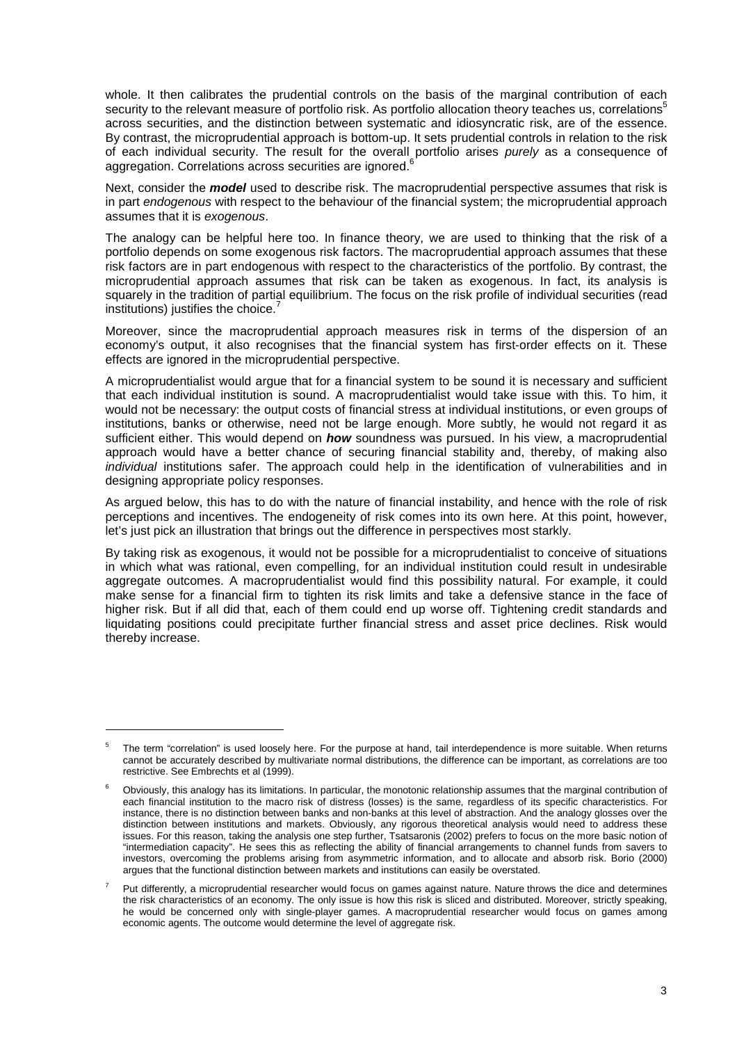whole. It then calibrates the prudential controls on the basis of the marginal contribution of each security to the relevant measure of portfolio risk. As portfolio allocation theory teaches us, correlations[5] across securities, and the distinction between systematic and idiosyncratic risk, are of the essence. By contrast, the microprudential approach is bottom-up. It sets prudential controls in relation to the risk of each individual security. The result for the overall portfolio arises *purely* as a consequence of aggregation. Correlations across securities are ignored.[6]

Next, consider the ***model*** used to describe risk. The macroprudential perspective assumes that risk is in part *endogenous* with respect to the behaviour of the financial system; the microprudential approach assumes that it is *exogenous*.

The analogy can be helpful here too. In finance theory, we are used to thinking that the risk of a portfolio depends on some exogenous risk factors. The macroprudential approach assumes that these risk factors are in part endogenous with respect to the characteristics of the portfolio. By contrast, the microprudential approach assumes that risk can be taken as exogenous. In fact, its analysis is squarely in the tradition of partial equilibrium. The focus on the risk profile of individual securities (read institutions) justifies the choice.[7]

Moreover, since the macroprudential approach measures risk in terms of the dispersion of an economy's output, it also recognises that the financial system has first-order effects on it. These effects are ignored in the microprudential perspective.

A microprudentialist would argue that for a financial system to be sound it is necessary and sufficient that each individual institution is sound. A macroprudentialist would take issue with this. To him, it would not be necessary: the output costs of financial stress at individual institutions, or even groups of institutions, banks or otherwise, need not be large enough. More subtly, he would not regard it as sufficient either. This would depend on ***how*** soundness was pursued. In his view, a macroprudential approach would have a better chance of securing financial stability and, thereby, of making also *individual* institutions safer. The approach could help in the identification of vulnerabilities and in designing appropriate policy responses.

As argued below, this has to do with the nature of financial instability, and hence with the role of risk perceptions and incentives. The endogeneity of risk comes into its own here. At this point, however, let's just pick an illustration that brings out the difference in perspectives most starkly.

By taking risk as exogenous, it would not be possible for a microprudentialist to conceive of situations in which what was rational, even compelling, for an individual institution could result in undesirable aggregate outcomes. A macroprudentialist would find this possibility natural. For example, it could make sense for a financial firm to tighten its risk limits and take a defensive stance in the face of higher risk. But if all did that, each of them could end up worse off. Tightening credit standards and liquidating positions could precipitate further financial stress and asset price declines. Risk would thereby increase.

---

[5] The term "correlation" is used loosely here. For the purpose at hand, tail interdependence is more suitable. When returns cannot be accurately described by multivariate normal distributions, the difference can be important, as correlations are too restrictive. See Embrechts et al (1999).

[6] Obviously, this analogy has its limitations. In particular, the monotonic relationship assumes that the marginal contribution of each financial institution to the macro risk of distress (losses) is the same, regardless of its specific characteristics. For instance, there is no distinction between banks and non-banks at this level of abstraction. And the analogy glosses over the distinction between institutions and markets. Obviously, any rigorous theoretical analysis would need to address these issues. For this reason, taking the analysis one step further, Tsatsaronis (2002) prefers to focus on the more basic notion of "intermediation capacity". He sees this as reflecting the ability of financial arrangements to channel funds from savers to investors, overcoming the problems arising from asymmetric information, and to allocate and absorb risk. Borio (2000) argues that the functional distinction between markets and institutions can easily be overstated.

[7] Put differently, a microprudential researcher would focus on games against nature. Nature throws the dice and determines the risk characteristics of an economy. The only issue is how this risk is sliced and distributed. Moreover, strictly speaking, he would be concerned only with single-player games. A macroprudential researcher would focus on games among economic agents. The outcome would determine the level of aggregate risk.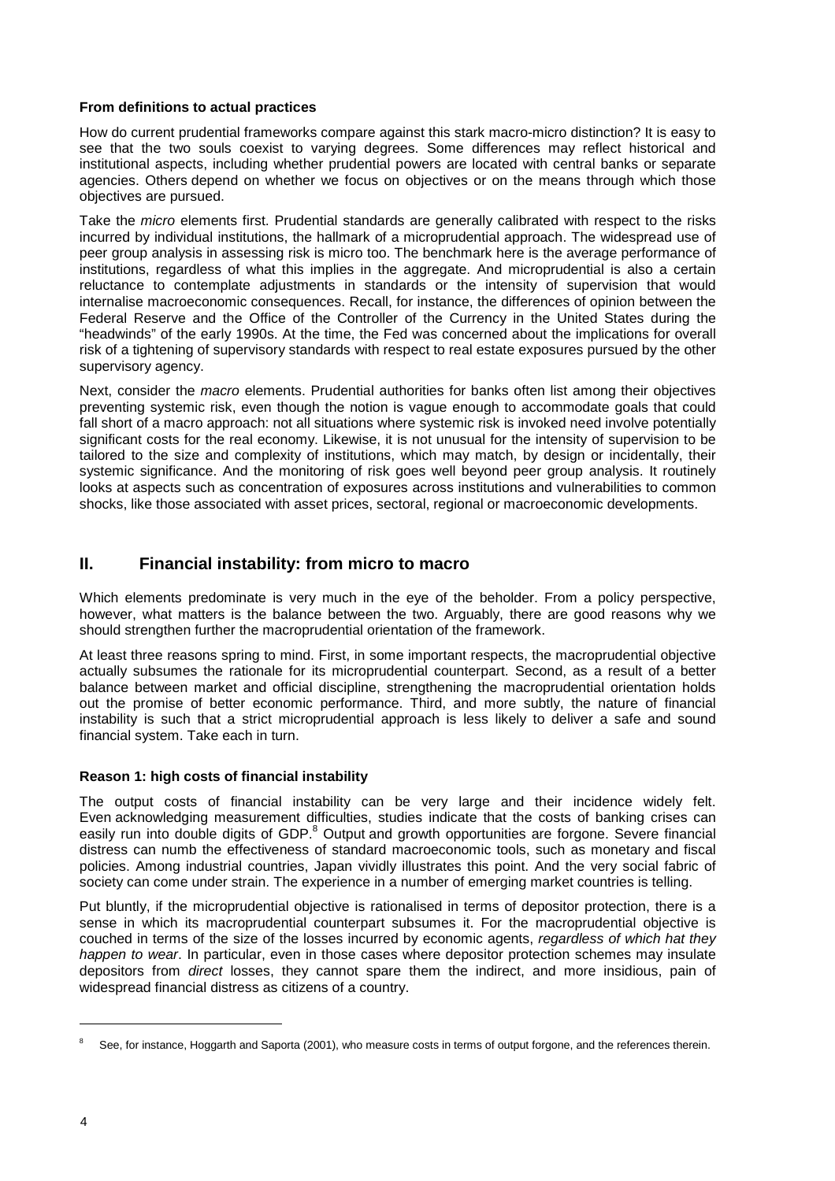**From definitions to actual practices**

How do current prudential frameworks compare against this stark macro-micro distinction? It is easy to see that the two souls coexist to varying degrees. Some differences may reflect historical and institutional aspects, including whether prudential powers are located with central banks or separate agencies. Others depend on whether we focus on objectives or on the means through which those objectives are pursued.

Take the *micro* elements first. Prudential standards are generally calibrated with respect to the risks incurred by individual institutions, the hallmark of a microprudential approach. The widespread use of peer group analysis in assessing risk is micro too. The benchmark here is the average performance of institutions, regardless of what this implies in the aggregate. And microprudential is also a certain reluctance to contemplate adjustments in standards or the intensity of supervision that would internalise macroeconomic consequences. Recall, for instance, the differences of opinion between the Federal Reserve and the Office of the Controller of the Currency in the United States during the "headwinds" of the early 1990s. At the time, the Fed was concerned about the implications for overall risk of a tightening of supervisory standards with respect to real estate exposures pursued by the other supervisory agency.

Next, consider the *macro* elements. Prudential authorities for banks often list among their objectives preventing systemic risk, even though the notion is vague enough to accommodate goals that could fall short of a macro approach: not all situations where systemic risk is invoked need involve potentially significant costs for the real economy. Likewise, it is not unusual for the intensity of supervision to be tailored to the size and complexity of institutions, which may match, by design or incidentally, their systemic significance. And the monitoring of risk goes well beyond peer group analysis. It routinely looks at aspects such as concentration of exposures across institutions and vulnerabilities to common shocks, like those associated with asset prices, sectoral, regional or macroeconomic developments.

## II. Financial instability: from micro to macro

Which elements predominate is very much in the eye of the beholder. From a policy perspective, however, what matters is the balance between the two. Arguably, there are good reasons why we should strengthen further the macroprudential orientation of the framework.

At least three reasons spring to mind. First, in some important respects, the macroprudential objective actually subsumes the rationale for its microprudential counterpart. Second, as a result of a better balance between market and official discipline, strengthening the macroprudential orientation holds out the promise of better economic performance. Third, and more subtly, the nature of financial instability is such that a strict microprudential approach is less likely to deliver a safe and sound financial system. Take each in turn.

**Reason 1: high costs of financial instability**

The output costs of financial instability can be very large and their incidence widely felt. Even acknowledging measurement difficulties, studies indicate that the costs of banking crises can easily run into double digits of GDP.[8] Output and growth opportunities are forgone. Severe financial distress can numb the effectiveness of standard macroeconomic tools, such as monetary and fiscal policies. Among industrial countries, Japan vividly illustrates this point. And the very social fabric of society can come under strain. The experience in a number of emerging market countries is telling.

Put bluntly, if the microprudential objective is rationalised in terms of depositor protection, there is a sense in which its macroprudential counterpart subsumes it. For the macroprudential objective is couched in terms of the size of the losses incurred by economic agents, *regardless of which hat they happen to wear*. In particular, even in those cases where depositor protection schemes may insulate depositors from *direct* losses, they cannot spare them the indirect, and more insidious, pain of widespread financial distress as citizens of a country.

---

[8] See, for instance, Hoggarth and Saporta (2001), who measure costs in terms of output forgone, and the references therein.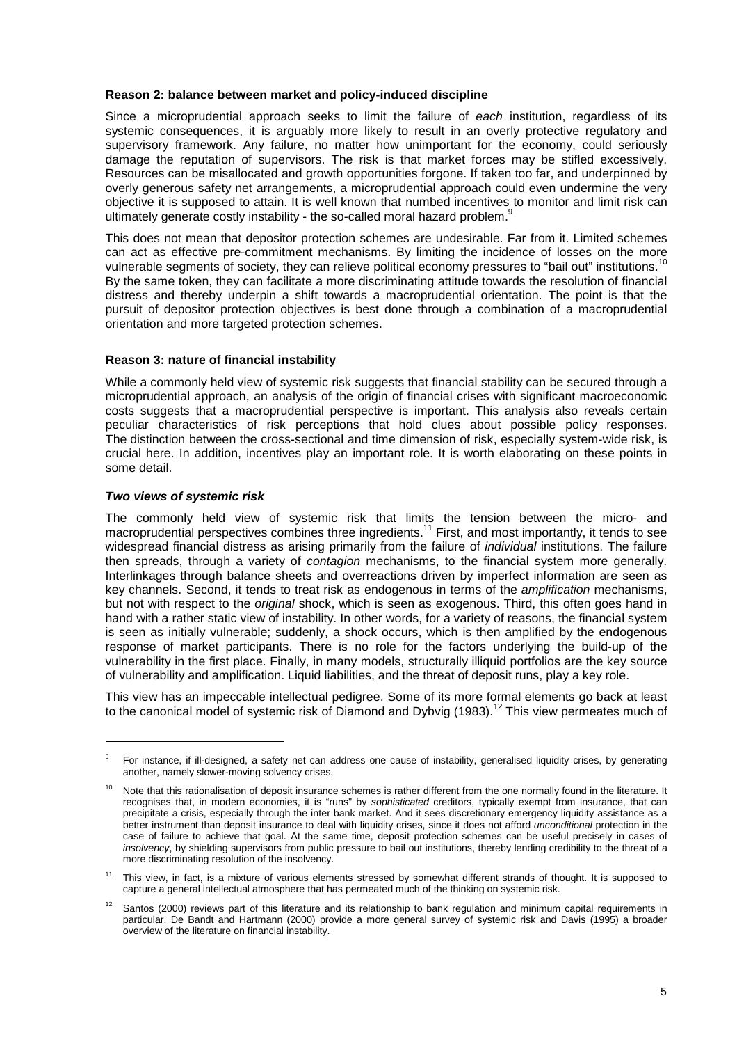**Reason 2: balance between market and policy-induced discipline**

Since a microprudential approach seeks to limit the failure of *each* institution, regardless of its systemic consequences, it is arguably more likely to result in an overly protective regulatory and supervisory framework. Any failure, no matter how unimportant for the economy, could seriously damage the reputation of supervisors. The risk is that market forces may be stifled excessively. Resources can be misallocated and growth opportunities forgone. If taken too far, and underpinned by overly generous safety net arrangements, a microprudential approach could even undermine the very objective it is supposed to attain. It is well known that numbed incentives to monitor and limit risk can ultimately generate costly instability - the so-called moral hazard problem.[9]

This does not mean that depositor protection schemes are undesirable. Far from it. Limited schemes can act as effective pre-commitment mechanisms. By limiting the incidence of losses on the more vulnerable segments of society, they can relieve political economy pressures to "bail out" institutions.[10] By the same token, they can facilitate a more discriminating attitude towards the resolution of financial distress and thereby underpin a shift towards a macroprudential orientation. The point is that the pursuit of depositor protection objectives is best done through a combination of a macroprudential orientation and more targeted protection schemes.

**Reason 3: nature of financial instability**

While a commonly held view of systemic risk suggests that financial stability can be secured through a microprudential approach, an analysis of the origin of financial crises with significant macroeconomic costs suggests that a macroprudential perspective is important. This analysis also reveals certain peculiar characteristics of risk perceptions that hold clues about possible policy responses. The distinction between the cross-sectional and time dimension of risk, especially system-wide risk, is crucial here. In addition, incentives play an important role. It is worth elaborating on these points in some detail.

***Two views of systemic risk***

The commonly held view of systemic risk that limits the tension between the micro- and macroprudential perspectives combines three ingredients.[11] First, and most importantly, it tends to see widespread financial distress as arising primarily from the failure of *individual* institutions. The failure then spreads, through a variety of *contagion* mechanisms, to the financial system more generally. Interlinkages through balance sheets and overreactions driven by imperfect information are seen as key channels. Second, it tends to treat risk as endogenous in terms of the *amplification* mechanisms, but not with respect to the *original* shock, which is seen as exogenous. Third, this often goes hand in hand with a rather static view of instability. In other words, for a variety of reasons, the financial system is seen as initially vulnerable; suddenly, a shock occurs, which is then amplified by the endogenous response of market participants. There is no role for the factors underlying the build-up of the vulnerability in the first place. Finally, in many models, structurally illiquid portfolios are the key source of vulnerability and amplification. Liquid liabilities, and the threat of deposit runs, play a key role.

This view has an impeccable intellectual pedigree. Some of its more formal elements go back at least to the canonical model of systemic risk of Diamond and Dybvig (1983).[12] This view permeates much of

---

[9] For instance, if ill-designed, a safety net can address one cause of instability, generalised liquidity crises, by generating another, namely slower-moving solvency crises.

[10] Note that this rationalisation of deposit insurance schemes is rather different from the one normally found in the literature. It recognises that, in modern economies, it is "runs" by *sophisticated* creditors, typically exempt from insurance, that can precipitate a crisis, especially through the inter bank market. And it sees discretionary emergency liquidity assistance as a better instrument than deposit insurance to deal with liquidity crises, since it does not afford *unconditional* protection in the case of failure to achieve that goal. At the same time, deposit protection schemes can be useful precisely in cases of *insolvency*, by shielding supervisors from public pressure to bail out institutions, thereby lending credibility to the threat of a more discriminating resolution of the insolvency.

[11] This view, in fact, is a mixture of various elements stressed by somewhat different strands of thought. It is supposed to capture a general intellectual atmosphere that has permeated much of the thinking on systemic risk.

[12] Santos (2000) reviews part of this literature and its relationship to bank regulation and minimum capital requirements in particular. De Bandt and Hartmann (2000) provide a more general survey of systemic risk and Davis (1995) a broader overview of the literature on financial instability.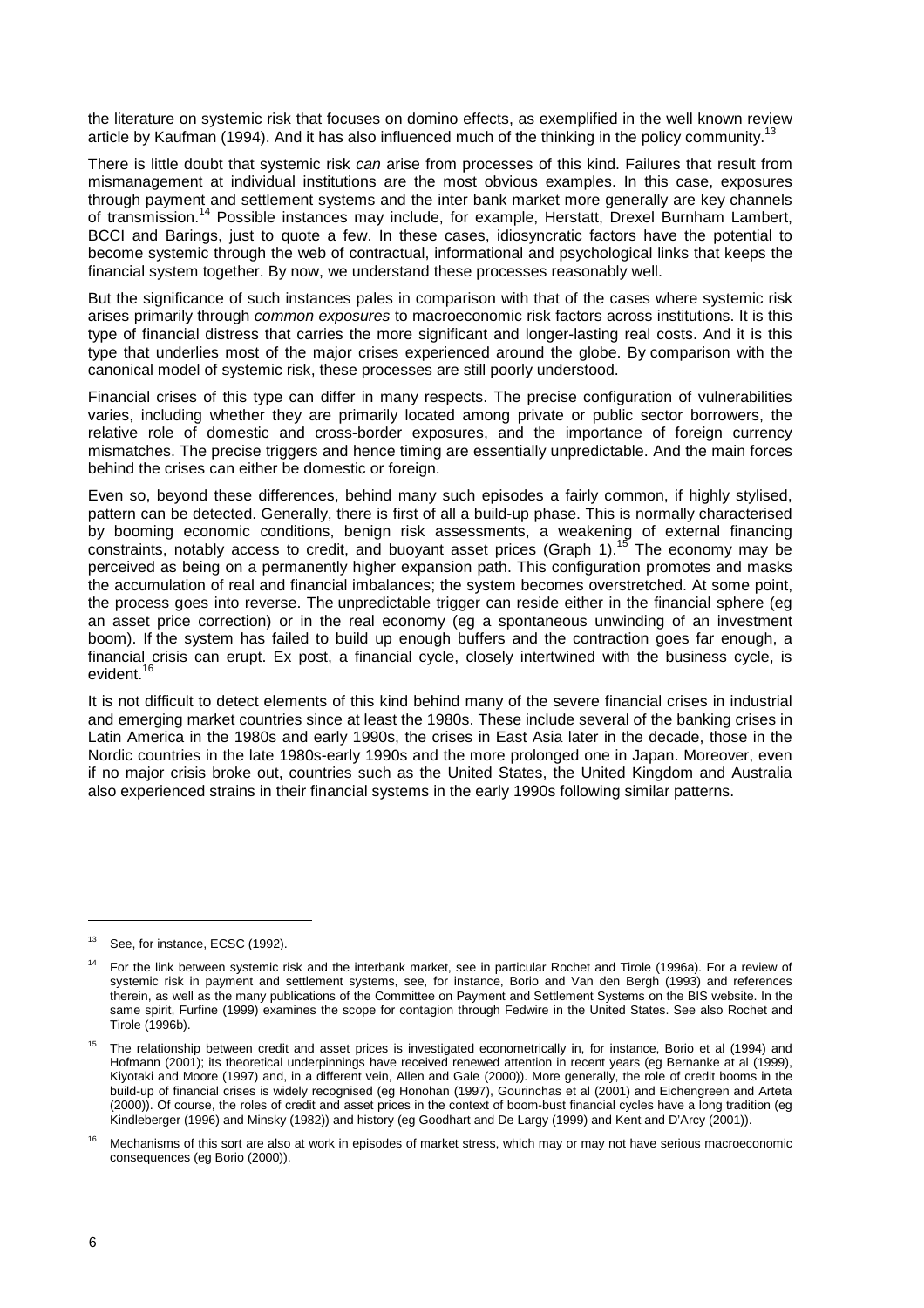the literature on systemic risk that focuses on domino effects, as exemplified in the well known review article by Kaufman (1994). And it has also influenced much of the thinking in the policy community.[13]

There is little doubt that systemic risk *can* arise from processes of this kind. Failures that result from mismanagement at individual institutions are the most obvious examples. In this case, exposures through payment and settlement systems and the inter bank market more generally are key channels of transmission.[14] Possible instances may include, for example, Herstatt, Drexel Burnham Lambert, BCCI and Barings, just to quote a few. In these cases, idiosyncratic factors have the potential to become systemic through the web of contractual, informational and psychological links that keeps the financial system together. By now, we understand these processes reasonably well.

But the significance of such instances pales in comparison with that of the cases where systemic risk arises primarily through *common exposures* to macroeconomic risk factors across institutions. It is this type of financial distress that carries the more significant and longer-lasting real costs. And it is this type that underlies most of the major crises experienced around the globe. By comparison with the canonical model of systemic risk, these processes are still poorly understood.

Financial crises of this type can differ in many respects. The precise configuration of vulnerabilities varies, including whether they are primarily located among private or public sector borrowers, the relative role of domestic and cross-border exposures, and the importance of foreign currency mismatches. The precise triggers and hence timing are essentially unpredictable. And the main forces behind the crises can either be domestic or foreign.

Even so, beyond these differences, behind many such episodes a fairly common, if highly stylised, pattern can be detected. Generally, there is first of all a build-up phase. This is normally characterised by booming economic conditions, benign risk assessments, a weakening of external financing constraints, notably access to credit, and buoyant asset prices (Graph 1).[15] The economy may be perceived as being on a permanently higher expansion path. This configuration promotes and masks the accumulation of real and financial imbalances; the system becomes overstretched. At some point, the process goes into reverse. The unpredictable trigger can reside either in the financial sphere (eg an asset price correction) or in the real economy (eg a spontaneous unwinding of an investment boom). If the system has failed to build up enough buffers and the contraction goes far enough, a financial crisis can erupt. Ex post, a financial cycle, closely intertwined with the business cycle, is evident.[16]

It is not difficult to detect elements of this kind behind many of the severe financial crises in industrial and emerging market countries since at least the 1980s. These include several of the banking crises in Latin America in the 1980s and early 1990s, the crises in East Asia later in the decade, those in the Nordic countries in the late 1980s-early 1990s and the more prolonged one in Japan. Moreover, even if no major crisis broke out, countries such as the United States, the United Kingdom and Australia also experienced strains in their financial systems in the early 1990s following similar patterns.

---

[13] See, for instance, ECSC (1992).

[14] For the link between systemic risk and the interbank market, see in particular Rochet and Tirole (1996a). For a review of systemic risk in payment and settlement systems, see, for instance, Borio and Van den Bergh (1993) and references therein, as well as the many publications of the Committee on Payment and Settlement Systems on the BIS website. In the same spirit, Furfine (1999) examines the scope for contagion through Fedwire in the United States. See also Rochet and Tirole (1996b).

[15] The relationship between credit and asset prices is investigated econometrically in, for instance, Borio et al (1994) and Hofmann (2001); its theoretical underpinnings have received renewed attention in recent years (eg Bernanke at al (1999), Kiyotaki and Moore (1997) and, in a different vein, Allen and Gale (2000)). More generally, the role of credit booms in the build-up of financial crises is widely recognised (eg Honohan (1997), Gourinchas et al (2001) and Eichengreen and Arteta (2000)). Of course, the roles of credit and asset prices in the context of boom-bust financial cycles have a long tradition (eg Kindleberger (1996) and Minsky (1982)) and history (eg Goodhart and De Largy (1999) and Kent and D'Arcy (2001)).

[16] Mechanisms of this sort are also at work in episodes of market stress, which may or may not have serious macroeconomic consequences (eg Borio (2000)).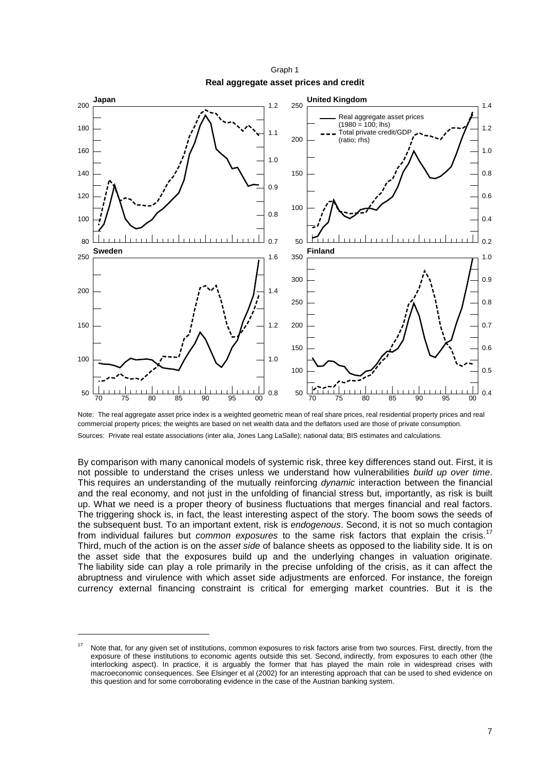Graph 1

**Real aggregate asset prices and credit**

Japan

United Kingdom

Real aggregate asset prices (1980 = 100; lhs)

Total private credit/GDP (ratio; rhs)

Sweden

Finland

Note: The real aggregate asset price index is a weighted geometric mean of real share prices, real residential property prices and real commercial property prices; the weights are based on net wealth data and the deflators used are those of private consumption.

Sources: Private real estate associations (inter alia, Jones Lang LaSalle); national data; BIS estimates and calculations.

By comparison with many canonical models of systemic risk, three key differences stand out. First, it is not possible to understand the crises unless we understand how vulnerabilities *build up over time*. This requires an understanding of the mutually reinforcing *dynamic* interaction between the financial and the real economy, and not just in the unfolding of financial stress but, importantly, as risk is built up. What we need is a proper theory of business fluctuations that merges financial and real factors. The triggering shock is, in fact, the least interesting aspect of the story. The boom sows the seeds of the subsequent bust. To an important extent, risk is *endogenous*. Second, it is not so much contagion from individual failures but *common exposures* to the same risk factors that explain the crisis.[17] Third, much of the action is on the *asset side* of balance sheets as opposed to the liability side. It is on the asset side that the exposures build up and the underlying changes in valuation originate. The liability side can play a role primarily in the precise unfolding of the crisis, as it can affect the abruptness and virulence with which asset side adjustments are enforced. For instance, the foreign currency external financing constraint is critical for emerging market countries. But it is the

[17] Note that, for any given set of institutions, common exposures to risk factors arise from two sources. First, directly, from the exposure of these institutions to economic agents outside this set. Second, indirectly, from exposures to each other (the interlocking aspect). In practice, it is arguably the former that has played the main role in widespread crises with macroeconomic consequences. See Elsinger et al (2002) for an interesting approach that can be used to shed evidence on this question and for some corroborating evidence in the case of the Austrian banking system.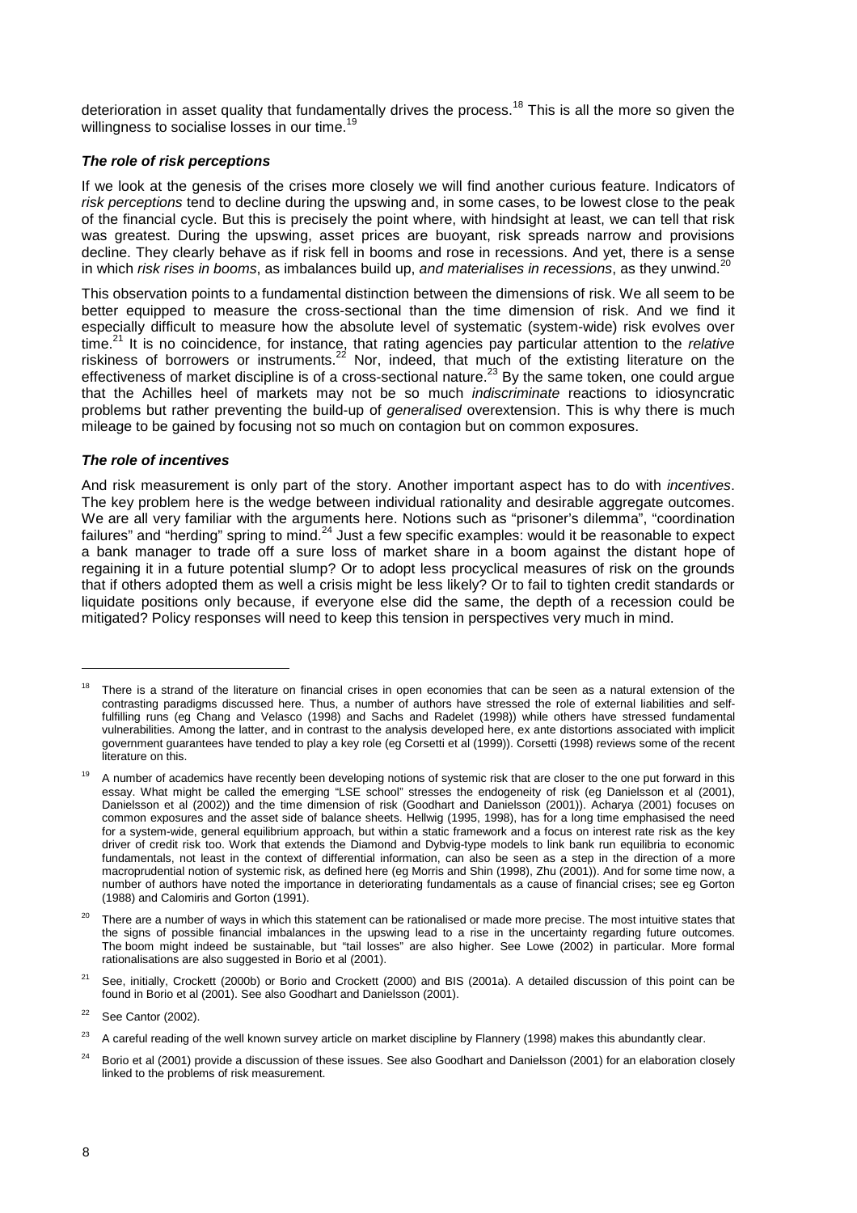deterioration in asset quality that fundamentally drives the process.[18] This is all the more so given the willingness to socialise losses in our time.[19]

### *The role of risk perceptions*

If we look at the genesis of the crises more closely we will find another curious feature. Indicators of *risk perceptions* tend to decline during the upswing and, in some cases, to be lowest close to the peak of the financial cycle. But this is precisely the point where, with hindsight at least, we can tell that risk was greatest. During the upswing, asset prices are buoyant, risk spreads narrow and provisions decline. They clearly behave as if risk fell in booms and rose in recessions. And yet, there is a sense in which *risk rises in booms*, as imbalances build up, *and materialises in recessions*, as they unwind.[20]

This observation points to a fundamental distinction between the dimensions of risk. We all seem to be better equipped to measure the cross-sectional than the time dimension of risk. And we find it especially difficult to measure how the absolute level of systematic (system-wide) risk evolves over time.[21] It is no coincidence, for instance, that rating agencies pay particular attention to the *relative* riskiness of borrowers or instruments.[22] Nor, indeed, that much of the extisting literature on the effectiveness of market discipline is of a cross-sectional nature.[23] By the same token, one could argue that the Achilles heel of markets may not be so much *indiscriminate* reactions to idiosyncratic problems but rather preventing the build-up of *generalised* overextension. This is why there is much mileage to be gained by focusing not so much on contagion but on common exposures.

### *The role of incentives*

And risk measurement is only part of the story. Another important aspect has to do with *incentives*. The key problem here is the wedge between individual rationality and desirable aggregate outcomes. We are all very familiar with the arguments here. Notions such as "prisoner's dilemma", "coordination failures" and "herding" spring to mind.[24] Just a few specific examples: would it be reasonable to expect a bank manager to trade off a sure loss of market share in a boom against the distant hope of regaining it in a future potential slump? Or to adopt less procyclical measures of risk on the grounds that if others adopted them as well a crisis might be less likely? Or to fail to tighten credit standards or liquidate positions only because, if everyone else did the same, the depth of a recession could be mitigated? Policy responses will need to keep this tension in perspectives very much in mind.

---

[18] There is a strand of the literature on financial crises in open economies that can be seen as a natural extension of the contrasting paradigms discussed here. Thus, a number of authors have stressed the role of external liabilities and self-fulfilling runs (eg Chang and Velasco (1998) and Sachs and Radelet (1998)) while others have stressed fundamental vulnerabilities. Among the latter, and in contrast to the analysis developed here, ex ante distortions associated with implicit government guarantees have tended to play a key role (eg Corsetti et al (1999)). Corsetti (1998) reviews some of the recent literature on this.

[19] A number of academics have recently been developing notions of systemic risk that are closer to the one put forward in this essay. What might be called the emerging "LSE school" stresses the endogeneity of risk (eg Danielsson et al (2001), Danielsson et al (2002)) and the time dimension of risk (Goodhart and Danielsson (2001)). Acharya (2001) focuses on common exposures and the asset side of balance sheets. Hellwig (1995, 1998), has for a long time emphasised the need for a system-wide, general equilibrium approach, but within a static framework and a focus on interest rate risk as the key driver of credit risk too. Work that extends the Diamond and Dybvig-type models to link bank run equilibria to economic fundamentals, not least in the context of differential information, can also be seen as a step in the direction of a more macroprudential notion of systemic risk, as defined here (eg Morris and Shin (1998), Zhu (2001)). And for some time now, a number of authors have noted the importance in deteriorating fundamentals as a cause of financial crises; see eg Gorton (1988) and Calomiris and Gorton (1991).

[20] There are a number of ways in which this statement can be rationalised or made more precise. The most intuitive states that the signs of possible financial imbalances in the upswing lead to a rise in the uncertainty regarding future outcomes. The boom might indeed be sustainable, but "tail losses" are also higher. See Lowe (2002) in particular. More formal rationalisations are also suggested in Borio et al (2001).

[21] See, initially, Crockett (2000b) or Borio and Crockett (2000) and BIS (2001a). A detailed discussion of this point can be found in Borio et al (2001). See also Goodhart and Danielsson (2001).

[22] See Cantor (2002).

[23] A careful reading of the well known survey article on market discipline by Flannery (1998) makes this abundantly clear.

[24] Borio et al (2001) provide a discussion of these issues. See also Goodhart and Danielsson (2001) for an elaboration closely linked to the problems of risk measurement.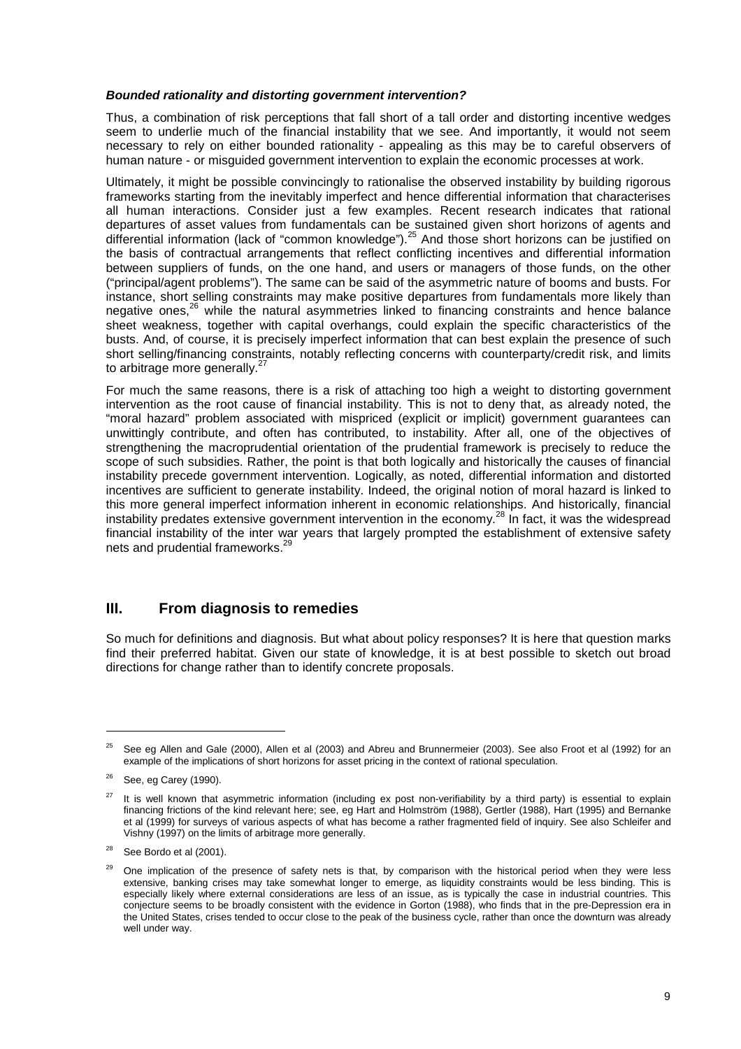***Bounded rationality and distorting government intervention?***

Thus, a combination of risk perceptions that fall short of a tall order and distorting incentive wedges seem to underlie much of the financial instability that we see. And importantly, it would not seem necessary to rely on either bounded rationality - appealing as this may be to careful observers of human nature - or misguided government intervention to explain the economic processes at work.

Ultimately, it might be possible convincingly to rationalise the observed instability by building rigorous frameworks starting from the inevitably imperfect and hence differential information that characterises all human interactions. Consider just a few examples. Recent research indicates that rational departures of asset values from fundamentals can be sustained given short horizons of agents and differential information (lack of "common knowledge").[25] And those short horizons can be justified on the basis of contractual arrangements that reflect conflicting incentives and differential information between suppliers of funds, on the one hand, and users or managers of those funds, on the other ("principal/agent problems"). The same can be said of the asymmetric nature of booms and busts. For instance, short selling constraints may make positive departures from fundamentals more likely than negative ones,[26] while the natural asymmetries linked to financing constraints and hence balance sheet weakness, together with capital overhangs, could explain the specific characteristics of the busts. And, of course, it is precisely imperfect information that can best explain the presence of such short selling/financing constraints, notably reflecting concerns with counterparty/credit risk, and limits to arbitrage more generally.[27]

For much the same reasons, there is a risk of attaching too high a weight to distorting government intervention as the root cause of financial instability. This is not to deny that, as already noted, the "moral hazard" problem associated with mispriced (explicit or implicit) government guarantees can unwittingly contribute, and often has contributed, to instability. After all, one of the objectives of strengthening the macroprudential orientation of the prudential framework is precisely to reduce the scope of such subsidies. Rather, the point is that both logically and historically the causes of financial instability precede government intervention. Logically, as noted, differential information and distorted incentives are sufficient to generate instability. Indeed, the original notion of moral hazard is linked to this more general imperfect information inherent in economic relationships. And historically, financial instability predates extensive government intervention in the economy.[28] In fact, it was the widespread financial instability of the inter war years that largely prompted the establishment of extensive safety nets and prudential frameworks.[29]

## III. From diagnosis to remedies

So much for definitions and diagnosis. But what about policy responses? It is here that question marks find their preferred habitat. Given our state of knowledge, it is at best possible to sketch out broad directions for change rather than to identify concrete proposals.

---

[25] See eg Allen and Gale (2000), Allen et al (2003) and Abreu and Brunnermeier (2003). See also Froot et al (1992) for an example of the implications of short horizons for asset pricing in the context of rational speculation.

[26] See, eg Carey (1990).

[27] It is well known that asymmetric information (including ex post non-verifiability by a third party) is essential to explain financing frictions of the kind relevant here; see, eg Hart and Holmström (1988), Gertler (1988), Hart (1995) and Bernanke et al (1999) for surveys of various aspects of what has become a rather fragmented field of inquiry. See also Schleifer and Vishny (1997) on the limits of arbitrage more generally.

[28] See Bordo et al (2001).

[29] One implication of the presence of safety nets is that, by comparison with the historical period when they were less extensive, banking crises may take somewhat longer to emerge, as liquidity constraints would be less binding. This is especially likely where external considerations are less of an issue, as is typically the case in industrial countries. This conjecture seems to be broadly consistent with the evidence in Gorton (1988), who finds that in the pre-Depression era in the United States, crises tended to occur close to the peak of the business cycle, rather than once the downturn was already well under way.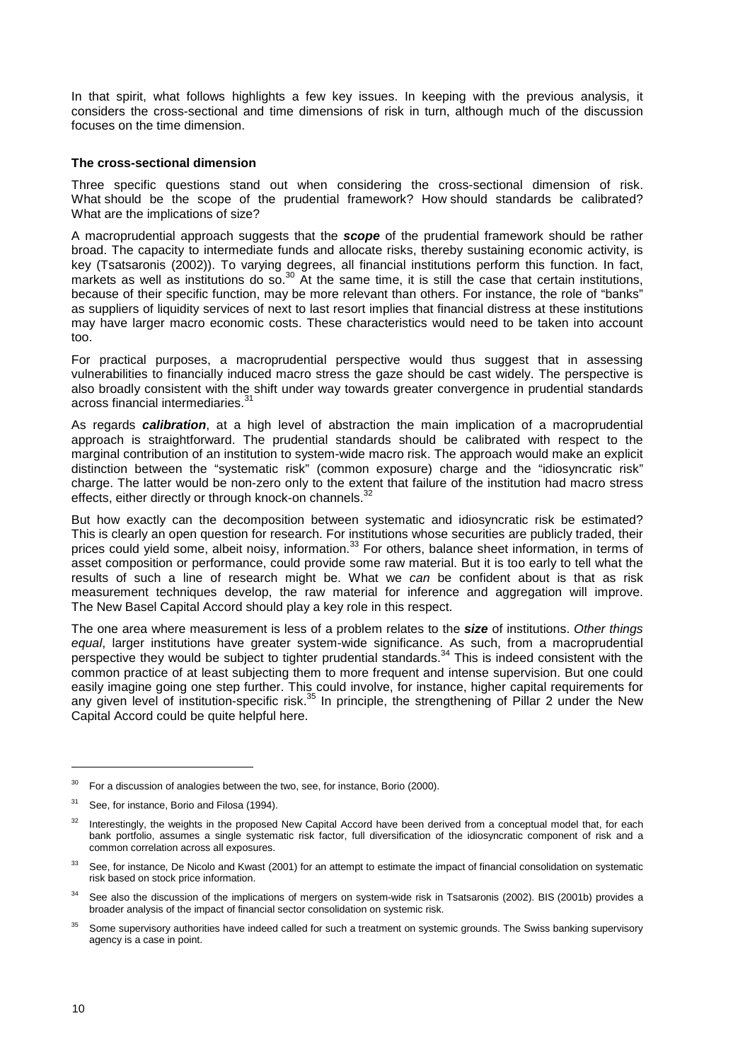In that spirit, what follows highlights a few key issues. In keeping with the previous analysis, it considers the cross-sectional and time dimensions of risk in turn, although much of the discussion focuses on the time dimension.

**The cross-sectional dimension**

Three specific questions stand out when considering the cross-sectional dimension of risk. What should be the scope of the prudential framework? How should standards be calibrated? What are the implications of size?

A macroprudential approach suggests that the ***scope*** of the prudential framework should be rather broad. The capacity to intermediate funds and allocate risks, thereby sustaining economic activity, is key (Tsatsaronis (2002)). To varying degrees, all financial institutions perform this function. In fact, markets as well as institutions do so.[30] At the same time, it is still the case that certain institutions, because of their specific function, may be more relevant than others. For instance, the role of "banks" as suppliers of liquidity services of next to last resort implies that financial distress at these institutions may have larger macro economic costs. These characteristics would need to be taken into account too.

For practical purposes, a macroprudential perspective would thus suggest that in assessing vulnerabilities to financially induced macro stress the gaze should be cast widely. The perspective is also broadly consistent with the shift under way towards greater convergence in prudential standards across financial intermediaries.[31]

As regards ***calibration***, at a high level of abstraction the main implication of a macroprudential approach is straightforward. The prudential standards should be calibrated with respect to the marginal contribution of an institution to system-wide macro risk. The approach would make an explicit distinction between the "systematic risk" (common exposure) charge and the "idiosyncratic risk" charge. The latter would be non-zero only to the extent that failure of the institution had macro stress effects, either directly or through knock-on channels.[32]

But how exactly can the decomposition between systematic and idiosyncratic risk be estimated? This is clearly an open question for research. For institutions whose securities are publicly traded, their prices could yield some, albeit noisy, information.[33] For others, balance sheet information, in terms of asset composition or performance, could provide some raw material. But it is too early to tell what the results of such a line of research might be. What we *can* be confident about is that as risk measurement techniques develop, the raw material for inference and aggregation will improve. The New Basel Capital Accord should play a key role in this respect.

The one area where measurement is less of a problem relates to the ***size*** of institutions. *Other things equal*, larger institutions have greater system-wide significance. As such, from a macroprudential perspective they would be subject to tighter prudential standards.[34] This is indeed consistent with the common practice of at least subjecting them to more frequent and intense supervision. But one could easily imagine going one step further. This could involve, for instance, higher capital requirements for any given level of institution-specific risk.[35] In principle, the strengthening of Pillar 2 under the New Capital Accord could be quite helpful here.

---

[30] For a discussion of analogies between the two, see, for instance, Borio (2000).

[31] See, for instance, Borio and Filosa (1994).

[32] Interestingly, the weights in the proposed New Capital Accord have been derived from a conceptual model that, for each bank portfolio, assumes a single systematic risk factor, full diversification of the idiosyncratic component of risk and a common correlation across all exposures.

[33] See, for instance, De Nicolo and Kwast (2001) for an attempt to estimate the impact of financial consolidation on systematic risk based on stock price information.

[34] See also the discussion of the implications of mergers on system-wide risk in Tsatsaronis (2002). BIS (2001b) provides a broader analysis of the impact of financial sector consolidation on systemic risk.

[35] Some supervisory authorities have indeed called for such a treatment on systemic grounds. The Swiss banking supervisory agency is a case in point.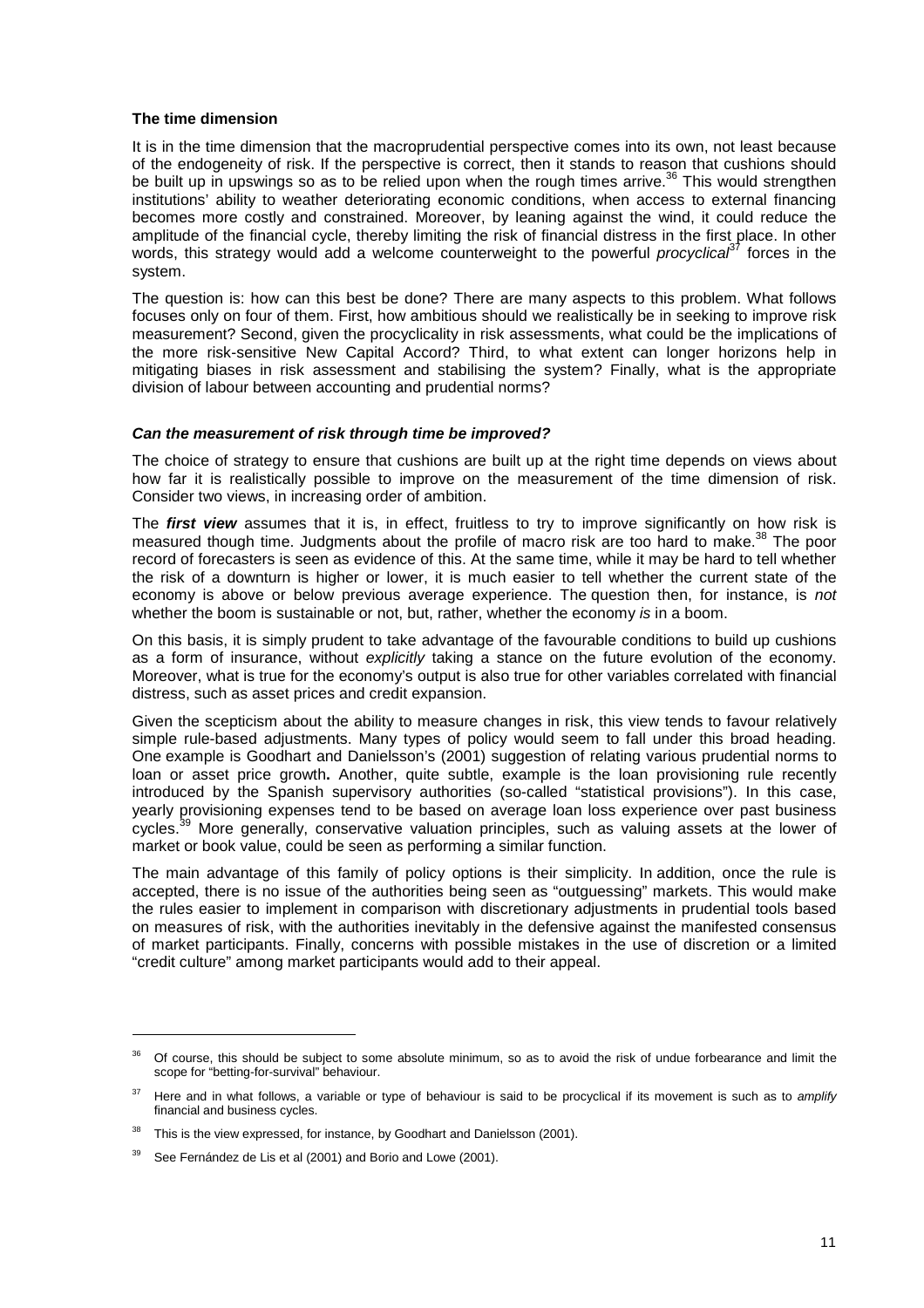### The time dimension

It is in the time dimension that the macroprudential perspective comes into its own, not least because of the endogeneity of risk. If the perspective is correct, then it stands to reason that cushions should be built up in upswings so as to be relied upon when the rough times arrive.[36] This would strengthen institutions' ability to weather deteriorating economic conditions, when access to external financing becomes more costly and constrained. Moreover, by leaning against the wind, it could reduce the amplitude of the financial cycle, thereby limiting the risk of financial distress in the first place. In other words, this strategy would add a welcome counterweight to the powerful *procyclical*[37] forces in the system.

The question is: how can this best be done? There are many aspects to this problem. What follows focuses only on four of them. First, how ambitious should we realistically be in seeking to improve risk measurement? Second, given the procyclicality in risk assessments, what could be the implications of the more risk-sensitive New Capital Accord? Third, to what extent can longer horizons help in mitigating biases in risk assessment and stabilising the system? Finally, what is the appropriate division of labour between accounting and prudential norms?

#### *Can the measurement of risk through time be improved?*

The choice of strategy to ensure that cushions are built up at the right time depends on views about how far it is realistically possible to improve on the measurement of the time dimension of risk. Consider two views, in increasing order of ambition.

The ***first view*** assumes that it is, in effect, fruitless to try to improve significantly on how risk is measured though time. Judgments about the profile of macro risk are too hard to make.[38] The poor record of forecasters is seen as evidence of this. At the same time, while it may be hard to tell whether the risk of a downturn is higher or lower, it is much easier to tell whether the current state of the economy is above or below previous average experience. The question then, for instance, is *not* whether the boom is sustainable or not, but, rather, whether the economy *is* in a boom.

On this basis, it is simply prudent to take advantage of the favourable conditions to build up cushions as a form of insurance, without *explicitly* taking a stance on the future evolution of the economy. Moreover, what is true for the economy's output is also true for other variables correlated with financial distress, such as asset prices and credit expansion.

Given the scepticism about the ability to measure changes in risk, this view tends to favour relatively simple rule-based adjustments. Many types of policy would seem to fall under this broad heading. One example is Goodhart and Danielsson's (2001) suggestion of relating various prudential norms to loan or asset price growth**.** Another, quite subtle, example is the loan provisioning rule recently introduced by the Spanish supervisory authorities (so-called "statistical provisions"). In this case, yearly provisioning expenses tend to be based on average loan loss experience over past business cycles.[39] More generally, conservative valuation principles, such as valuing assets at the lower of market or book value, could be seen as performing a similar function.

The main advantage of this family of policy options is their simplicity. In addition, once the rule is accepted, there is no issue of the authorities being seen as "outguessing" markets. This would make the rules easier to implement in comparison with discretionary adjustments in prudential tools based on measures of risk, with the authorities inevitably in the defensive against the manifested consensus of market participants. Finally, concerns with possible mistakes in the use of discretion or a limited "credit culture" among market participants would add to their appeal.

---

[36] Of course, this should be subject to some absolute minimum, so as to avoid the risk of undue forbearance and limit the scope for "betting-for-survival" behaviour.

[37] Here and in what follows, a variable or type of behaviour is said to be procyclical if its movement is such as to *amplify* financial and business cycles.

[38] This is the view expressed, for instance, by Goodhart and Danielsson (2001).

[39] See Fernández de Lis et al (2001) and Borio and Lowe (2001).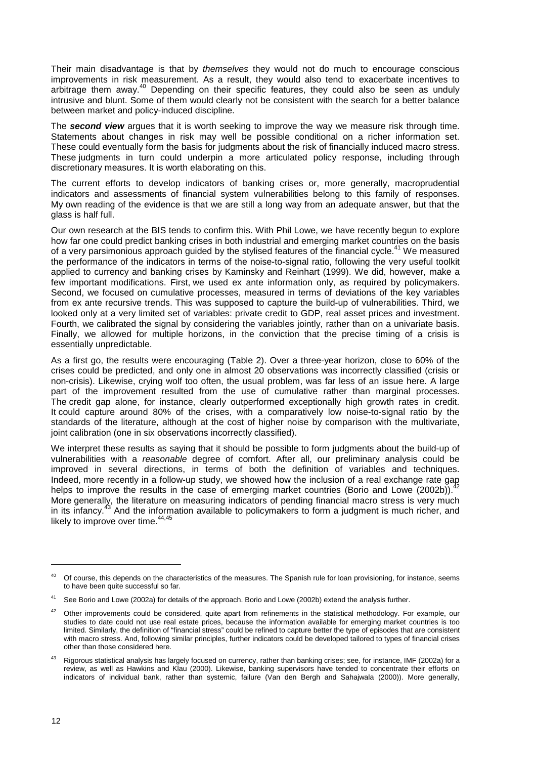Their main disadvantage is that by *themselves* they would not do much to encourage conscious improvements in risk measurement. As a result, they would also tend to exacerbate incentives to arbitrage them away.[40] Depending on their specific features, they could also be seen as unduly intrusive and blunt. Some of them would clearly not be consistent with the search for a better balance between market and policy-induced discipline.

The ***second view*** argues that it is worth seeking to improve the way we measure risk through time. Statements about changes in risk may well be possible conditional on a richer information set. These could eventually form the basis for judgments about the risk of financially induced macro stress. These judgments in turn could underpin a more articulated policy response, including through discretionary measures. It is worth elaborating on this.

The current efforts to develop indicators of banking crises or, more generally, macroprudential indicators and assessments of financial system vulnerabilities belong to this family of responses. My own reading of the evidence is that we are still a long way from an adequate answer, but that the glass is half full.

Our own research at the BIS tends to confirm this. With Phil Lowe, we have recently begun to explore how far one could predict banking crises in both industrial and emerging market countries on the basis of a very parsimonious approach guided by the stylised features of the financial cycle.[41] We measured the performance of the indicators in terms of the noise-to-signal ratio, following the very useful toolkit applied to currency and banking crises by Kaminsky and Reinhart (1999). We did, however, make a few important modifications. First, we used ex ante information only, as required by policymakers. Second, we focused on cumulative processes, measured in terms of deviations of the key variables from ex ante recursive trends. This was supposed to capture the build-up of vulnerabilities. Third, we looked only at a very limited set of variables: private credit to GDP, real asset prices and investment. Fourth, we calibrated the signal by considering the variables jointly, rather than on a univariate basis. Finally, we allowed for multiple horizons, in the conviction that the precise timing of a crisis is essentially unpredictable.

As a first go, the results were encouraging (Table 2). Over a three-year horizon, close to 60% of the crises could be predicted, and only one in almost 20 observations was incorrectly classified (crisis or non-crisis). Likewise, crying wolf too often, the usual problem, was far less of an issue here. A large part of the improvement resulted from the use of cumulative rather than marginal processes. The credit gap alone, for instance, clearly outperformed exceptionally high growth rates in credit. It could capture around 80% of the crises, with a comparatively low noise-to-signal ratio by the standards of the literature, although at the cost of higher noise by comparison with the multivariate, joint calibration (one in six observations incorrectly classified).

We interpret these results as saying that it should be possible to form judgments about the build-up of vulnerabilities with a *reasonable* degree of comfort. After all, our preliminary analysis could be improved in several directions, in terms of both the definition of variables and techniques. Indeed, more recently in a follow-up study, we showed how the inclusion of a real exchange rate gap helps to improve the results in the case of emerging market countries (Borio and Lowe (2002b)).[42] More generally, the literature on measuring indicators of pending financial macro stress is very much in its infancy.[43] And the information available to policymakers to form a judgment is much richer, and likely to improve over time.[44,45]

---

[40] Of course, this depends on the characteristics of the measures. The Spanish rule for loan provisioning, for instance, seems to have been quite successful so far.

[41] See Borio and Lowe (2002a) for details of the approach. Borio and Lowe (2002b) extend the analysis further.

[42] Other improvements could be considered, quite apart from refinements in the statistical methodology. For example, our studies to date could not use real estate prices, because the information available for emerging market countries is too limited. Similarly, the definition of "financial stress" could be refined to capture better the type of episodes that are consistent with macro stress. And, following similar principles, further indicators could be developed tailored to types of financial crises other than those considered here.

[43] Rigorous statistical analysis has largely focused on currency, rather than banking crises; see, for instance, IMF (2002a) for a review, as well as Hawkins and Klau (2000). Likewise, banking supervisors have tended to concentrate their efforts on indicators of individual bank, rather than systemic, failure (Van den Bergh and Sahajwala (2000)). More generally,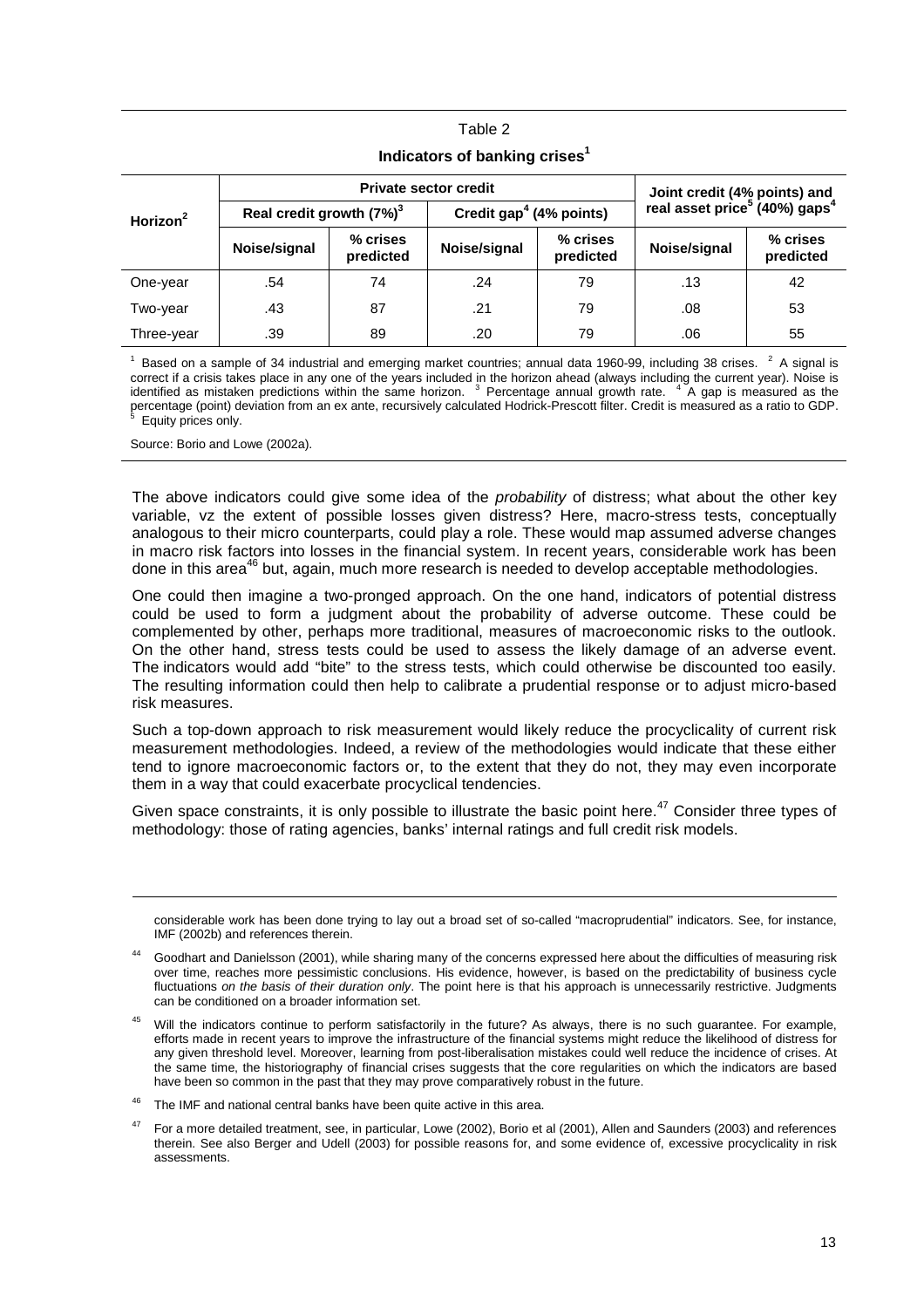Table 2

**Indicators of banking crises[1]**

| Horizon[2] | Private sector credit | | | | Joint credit (4% points) and real asset price[5] (40%) gaps[4] | |
|---|---|---|---|---|---|---|
| | Real credit growth (7%)[3] | | Credit gap[4] (4% points) | | | |
| | Noise/signal | % crises predicted | Noise/signal | % crises predicted | Noise/signal | % crises predicted |
| One-year | .54 | 74 | .24 | 79 | .13 | 42 |
| Two-year | .43 | 87 | .21 | 79 | .08 | 53 |
| Three-year | .39 | 89 | .20 | 79 | .06 | 55 |

[1] Based on a sample of 34 industrial and emerging market countries; annual data 1960-99, including 38 crises. [2] A signal is correct if a crisis takes place in any one of the years included in the horizon ahead (always including the current year). Noise is identified as mistaken predictions within the same horizon. [3] Percentage annual growth rate. [4] A gap is measured as the percentage (point) deviation from an ex ante, recursively calculated Hodrick-Prescott filter. Credit is measured as a ratio to GDP. [5] Equity prices only.

Source: Borio and Lowe (2002a).

The above indicators could give some idea of the *probability* of distress; what about the other key variable, vz the extent of possible losses given distress? Here, macro-stress tests, conceptually analogous to their micro counterparts, could play a role. These would map assumed adverse changes in macro risk factors into losses in the financial system. In recent years, considerable work has been done in this area[46] but, again, much more research is needed to develop acceptable methodologies.

One could then imagine a two-pronged approach. On the one hand, indicators of potential distress could be used to form a judgment about the probability of adverse outcome. These could be complemented by other, perhaps more traditional, measures of macroeconomic risks to the outlook. On the other hand, stress tests could be used to assess the likely damage of an adverse event. The indicators would add "bite" to the stress tests, which could otherwise be discounted too easily. The resulting information could then help to calibrate a prudential response or to adjust micro-based risk measures.

Such a top-down approach to risk measurement would likely reduce the procyclicality of current risk measurement methodologies. Indeed, a review of the methodologies would indicate that these either tend to ignore macroeconomic factors or, to the extent that they do not, they may even incorporate them in a way that could exacerbate procyclical tendencies.

Given space constraints, it is only possible to illustrate the basic point here.[47] Consider three types of methodology: those of rating agencies, banks' internal ratings and full credit risk models.

---

considerable work has been done trying to lay out a broad set of so-called "macroprudential" indicators. See, for instance, IMF (2002b) and references therein.

[44] Goodhart and Danielsson (2001), while sharing many of the concerns expressed here about the difficulties of measuring risk over time, reaches more pessimistic conclusions. His evidence, however, is based on the predictability of business cycle fluctuations *on the basis of their duration only*. The point here is that his approach is unnecessarily restrictive. Judgments can be conditioned on a broader information set.

[45] Will the indicators continue to perform satisfactorily in the future? As always, there is no such guarantee. For example, efforts made in recent years to improve the infrastructure of the financial systems might reduce the likelihood of distress for any given threshold level. Moreover, learning from post-liberalisation mistakes could well reduce the incidence of crises. At the same time, the historiography of financial crises suggests that the core regularities on which the indicators are based have been so common in the past that they may prove comparatively robust in the future.

[46] The IMF and national central banks have been quite active in this area.

[47] For a more detailed treatment, see, in particular, Lowe (2002), Borio et al (2001), Allen and Saunders (2003) and references therein. See also Berger and Udell (2003) for possible reasons for, and some evidence of, excessive procyclicality in risk assessments.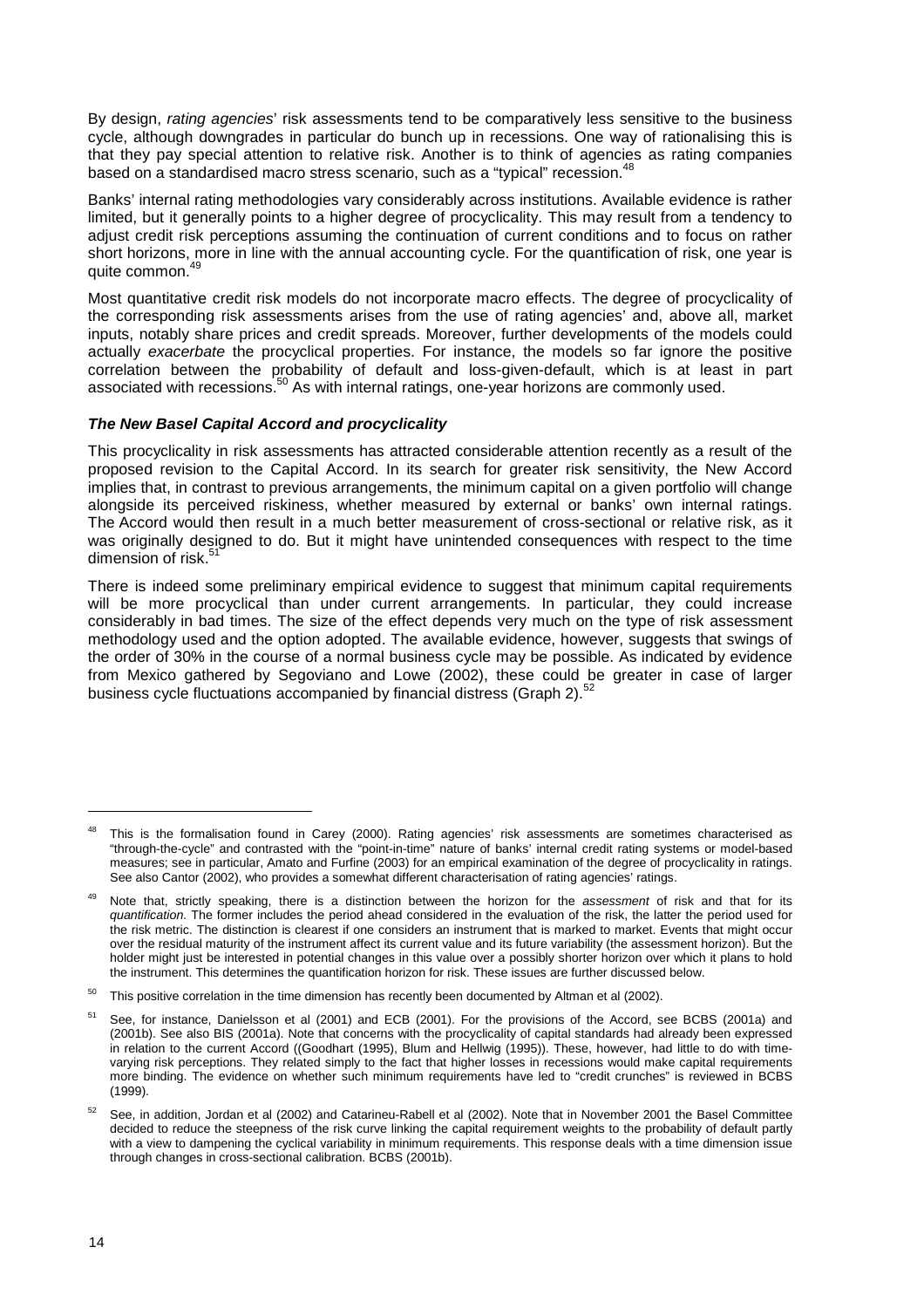By design, *rating agencies*' risk assessments tend to be comparatively less sensitive to the business cycle, although downgrades in particular do bunch up in recessions. One way of rationalising this is that they pay special attention to relative risk. Another is to think of agencies as rating companies based on a standardised macro stress scenario, such as a "typical" recession.[48]

Banks' internal rating methodologies vary considerably across institutions. Available evidence is rather limited, but it generally points to a higher degree of procyclicality. This may result from a tendency to adjust credit risk perceptions assuming the continuation of current conditions and to focus on rather short horizons, more in line with the annual accounting cycle. For the quantification of risk, one year is quite common.[49]

Most quantitative credit risk models do not incorporate macro effects. The degree of procyclicality of the corresponding risk assessments arises from the use of rating agencies' and, above all, market inputs, notably share prices and credit spreads. Moreover, further developments of the models could actually *exacerbate* the procyclical properties. For instance, the models so far ignore the positive correlation between the probability of default and loss-given-default, which is at least in part associated with recessions.[50] As with internal ratings, one-year horizons are commonly used.

### *The New Basel Capital Accord and procyclicality*

This procyclicality in risk assessments has attracted considerable attention recently as a result of the proposed revision to the Capital Accord. In its search for greater risk sensitivity, the New Accord implies that, in contrast to previous arrangements, the minimum capital on a given portfolio will change alongside its perceived riskiness, whether measured by external or banks' own internal ratings. The Accord would then result in a much better measurement of cross-sectional or relative risk, as it was originally designed to do. But it might have unintended consequences with respect to the time dimension of risk.[51]

There is indeed some preliminary empirical evidence to suggest that minimum capital requirements will be more procyclical than under current arrangements. In particular, they could increase considerably in bad times. The size of the effect depends very much on the type of risk assessment methodology used and the option adopted. The available evidence, however, suggests that swings of the order of 30% in the course of a normal business cycle may be possible. As indicated by evidence from Mexico gathered by Segoviano and Lowe (2002), these could be greater in case of larger business cycle fluctuations accompanied by financial distress (Graph 2).[52]

---

[48] This is the formalisation found in Carey (2000). Rating agencies' risk assessments are sometimes characterised as "through-the-cycle" and contrasted with the "point-in-time" nature of banks' internal credit rating systems or model-based measures; see in particular, Amato and Furfine (2003) for an empirical examination of the degree of procyclicality in ratings. See also Cantor (2002), who provides a somewhat different characterisation of rating agencies' ratings.

[49] Note that, strictly speaking, there is a distinction between the horizon for the *assessment* of risk and that for its *quantification*. The former includes the period ahead considered in the evaluation of the risk, the latter the period used for the risk metric. The distinction is clearest if one considers an instrument that is marked to market. Events that might occur over the residual maturity of the instrument affect its current value and its future variability (the assessment horizon). But the holder might just be interested in potential changes in this value over a possibly shorter horizon over which it plans to hold the instrument. This determines the quantification horizon for risk. These issues are further discussed below.

[50] This positive correlation in the time dimension has recently been documented by Altman et al (2002).

[51] See, for instance, Danielsson et al (2001) and ECB (2001). For the provisions of the Accord, see BCBS (2001a) and (2001b). See also BIS (2001a). Note that concerns with the procyclicality of capital standards had already been expressed in relation to the current Accord ((Goodhart (1995), Blum and Hellwig (1995)). These, however, had little to do with time-varying risk perceptions. They related simply to the fact that higher losses in recessions would make capital requirements more binding. The evidence on whether such minimum requirements have led to "credit crunches" is reviewed in BCBS (1999).

[52] See, in addition, Jordan et al (2002) and Catarineu-Rabell et al (2002). Note that in November 2001 the Basel Committee decided to reduce the steepness of the risk curve linking the capital requirement weights to the probability of default partly with a view to dampening the cyclical variability in minimum requirements. This response deals with a time dimension issue through changes in cross-sectional calibration. BCBS (2001b).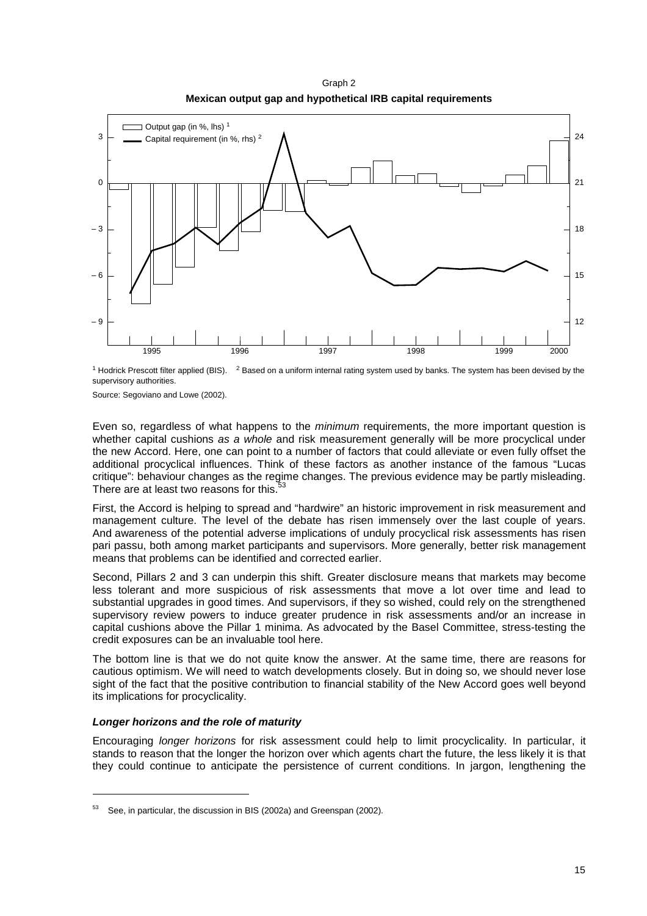Graph 2

**Mexican output gap and hypothetical IRB capital requirements**

Output gap (in %, lhs) [1]
Capital requirement (in %, rhs) [2]

3
0
– 3
– 6
– 9

24
21
18
15
12

1995
1996
1997
1998
1999
2000

[1] Hodrick Prescott filter applied (BIS). [2] Based on a uniform internal rating system used by banks. The system has been devised by the supervisory authorities.

Source: Segoviano and Lowe (2002).

Even so, regardless of what happens to the *minimum* requirements, the more important question is whether capital cushions *as a whole* and risk measurement generally will be more procyclical under the new Accord. Here, one can point to a number of factors that could alleviate or even fully offset the additional procyclical influences. Think of these factors as another instance of the famous "Lucas critique": behaviour changes as the regime changes. The previous evidence may be partly misleading. There are at least two reasons for this.[53]

First, the Accord is helping to spread and "hardwire" an historic improvement in risk measurement and management culture. The level of the debate has risen immensely over the last couple of years. And awareness of the potential adverse implications of unduly procyclical risk assessments has risen pari passu, both among market participants and supervisors. More generally, better risk management means that problems can be identified and corrected earlier.

Second, Pillars 2 and 3 can underpin this shift. Greater disclosure means that markets may become less tolerant and more suspicious of risk assessments that move a lot over time and lead to substantial upgrades in good times. And supervisors, if they so wished, could rely on the strengthened supervisory review powers to induce greater prudence in risk assessments and/or an increase in capital cushions above the Pillar 1 minima. As advocated by the Basel Committee, stress-testing the credit exposures can be an invaluable tool here.

The bottom line is that we do not quite know the answer. At the same time, there are reasons for cautious optimism. We will need to watch developments closely. But in doing so, we should never lose sight of the fact that the positive contribution to financial stability of the New Accord goes well beyond its implications for procyclicality.

### *Longer horizons and the role of maturity*

Encouraging *longer horizons* for risk assessment could help to limit procyclicality. In particular, it stands to reason that the longer the horizon over which agents chart the future, the less likely it is that they could continue to anticipate the persistence of current conditions. In jargon, lengthening the

[53] See, in particular, the discussion in BIS (2002a) and Greenspan (2002).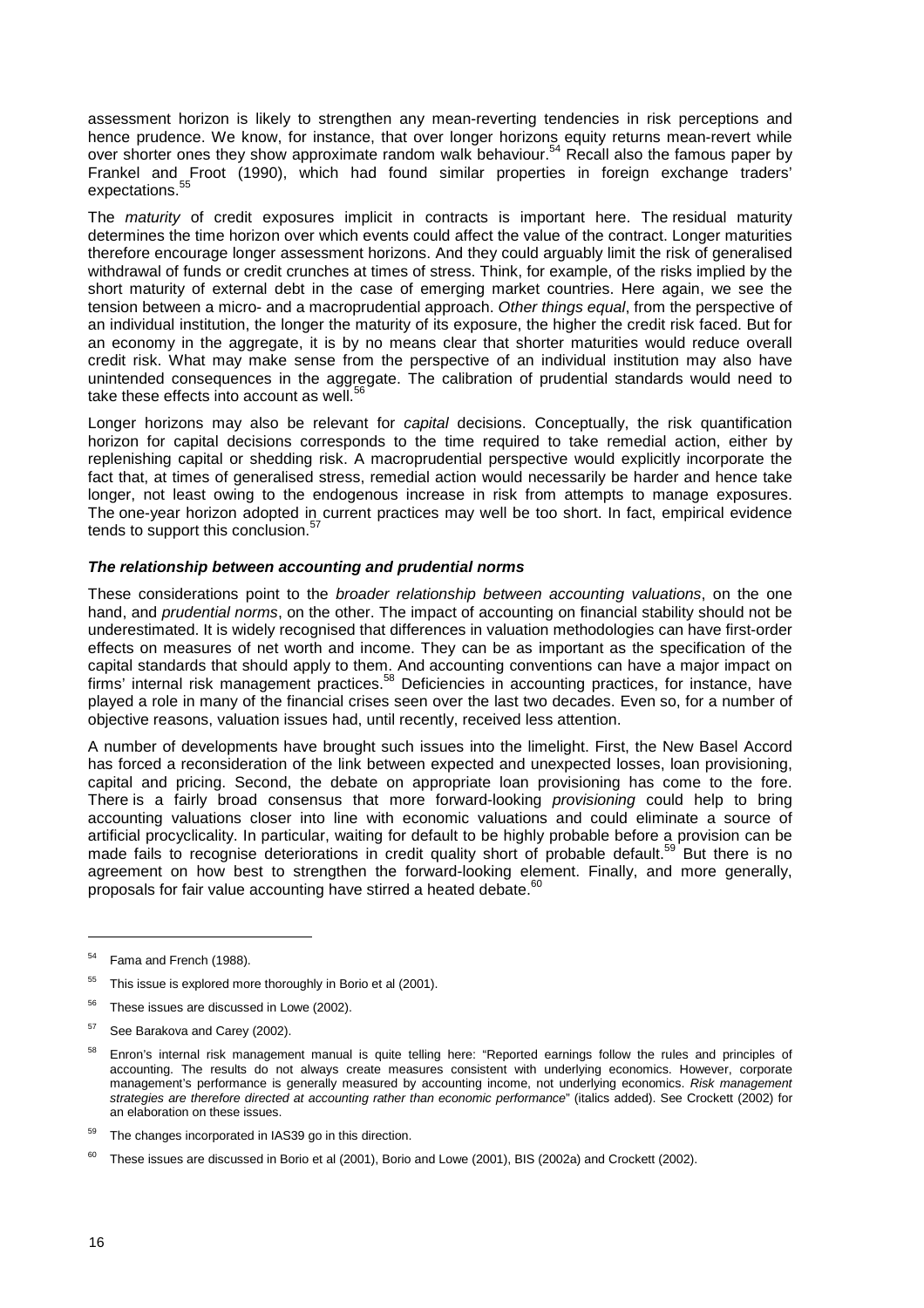assessment horizon is likely to strengthen any mean-reverting tendencies in risk perceptions and hence prudence. We know, for instance, that over longer horizons equity returns mean-revert while over shorter ones they show approximate random walk behaviour.[54] Recall also the famous paper by Frankel and Froot (1990), which had found similar properties in foreign exchange traders' expectations.[55]

The *maturity* of credit exposures implicit in contracts is important here. The residual maturity determines the time horizon over which events could affect the value of the contract. Longer maturities therefore encourage longer assessment horizons. And they could arguably limit the risk of generalised withdrawal of funds or credit crunches at times of stress. Think, for example, of the risks implied by the short maturity of external debt in the case of emerging market countries. Here again, we see the tension between a micro- and a macroprudential approach. *Other things equal*, from the perspective of an individual institution, the longer the maturity of its exposure, the higher the credit risk faced. But for an economy in the aggregate, it is by no means clear that shorter maturities would reduce overall credit risk. What may make sense from the perspective of an individual institution may also have unintended consequences in the aggregate. The calibration of prudential standards would need to take these effects into account as well.[56]

Longer horizons may also be relevant for *capital* decisions. Conceptually, the risk quantification horizon for capital decisions corresponds to the time required to take remedial action, either by replenishing capital or shedding risk. A macroprudential perspective would explicitly incorporate the fact that, at times of generalised stress, remedial action would necessarily be harder and hence take longer, not least owing to the endogenous increase in risk from attempts to manage exposures. The one-year horizon adopted in current practices may well be too short. In fact, empirical evidence tends to support this conclusion.[57]

***The relationship between accounting and prudential norms***

These considerations point to the *broader relationship between accounting valuations*, on the one hand, and *prudential norms*, on the other. The impact of accounting on financial stability should not be underestimated. It is widely recognised that differences in valuation methodologies can have first-order effects on measures of net worth and income. They can be as important as the specification of the capital standards that should apply to them. And accounting conventions can have a major impact on firms' internal risk management practices.[58] Deficiencies in accounting practices, for instance, have played a role in many of the financial crises seen over the last two decades. Even so, for a number of objective reasons, valuation issues had, until recently, received less attention.

A number of developments have brought such issues into the limelight. First, the New Basel Accord has forced a reconsideration of the link between expected and unexpected losses, loan provisioning, capital and pricing. Second, the debate on appropriate loan provisioning has come to the fore. There is a fairly broad consensus that more forward-looking *provisioning* could help to bring accounting valuations closer into line with economic valuations and could eliminate a source of artificial procyclicality. In particular, waiting for default to be highly probable before a provision can be made fails to recognise deteriorations in credit quality short of probable default.[59] But there is no agreement on how best to strengthen the forward-looking element. Finally, and more generally, proposals for fair value accounting have stirred a heated debate.[60]

---

[54] Fama and French (1988).

[55] This issue is explored more thoroughly in Borio et al (2001).

[56] These issues are discussed in Lowe (2002).

[57] See Barakova and Carey (2002).

[58] Enron's internal risk management manual is quite telling here: "Reported earnings follow the rules and principles of accounting. The results do not always create measures consistent with underlying economics. However, corporate management's performance is generally measured by accounting income, not underlying economics. *Risk management strategies are therefore directed at accounting rather than economic performance*" (italics added). See Crockett (2002) for an elaboration on these issues.

[59] The changes incorporated in IAS39 go in this direction.

[60] These issues are discussed in Borio et al (2001), Borio and Lowe (2001), BIS (2002a) and Crockett (2002).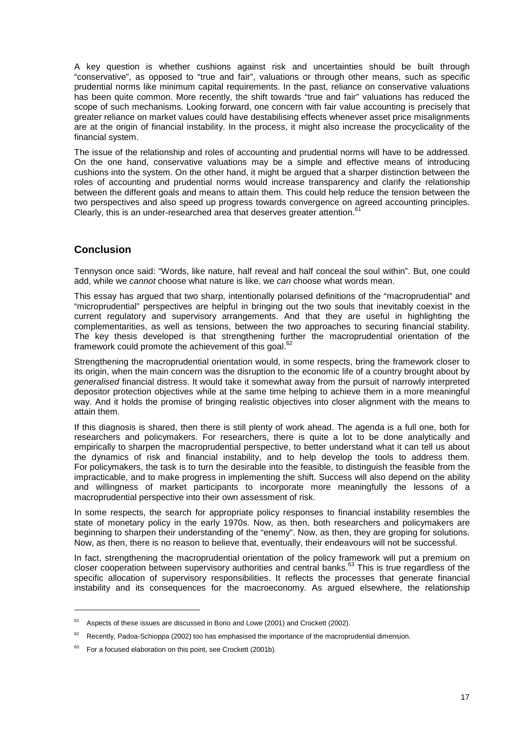A key question is whether cushions against risk and uncertainties should be built through "conservative", as opposed to "true and fair", valuations or through other means, such as specific prudential norms like minimum capital requirements. In the past, reliance on conservative valuations has been quite common. More recently, the shift towards "true and fair" valuations has reduced the scope of such mechanisms. Looking forward, one concern with fair value accounting is precisely that greater reliance on market values could have destabilising effects whenever asset price misalignments are at the origin of financial instability. In the process, it might also increase the procyclicality of the financial system.

The issue of the relationship and roles of accounting and prudential norms will have to be addressed. On the one hand, conservative valuations may be a simple and effective means of introducing cushions into the system. On the other hand, it might be argued that a sharper distinction between the roles of accounting and prudential norms would increase transparency and clarify the relationship between the different goals and means to attain them. This could help reduce the tension between the two perspectives and also speed up progress towards convergence on agreed accounting principles. Clearly, this is an under-researched area that deserves greater attention.[61]

## Conclusion

Tennyson once said: "Words, like nature, half reveal and half conceal the soul within". But, one could add, while we *cannot* choose what nature is like, we *can* choose what words mean.

This essay has argued that two sharp, intentionally polarised definitions of the "macroprudential" and "microprudential" perspectives are helpful in bringing out the two souls that inevitably coexist in the current regulatory and supervisory arrangements. And that they are useful in highlighting the complementarities, as well as tensions, between the two approaches to securing financial stability. The key thesis developed is that strengthening further the macroprudential orientation of the framework could promote the achievement of this goal.[62]

Strengthening the macroprudential orientation would, in some respects, bring the framework closer to its origin, when the main concern was the disruption to the economic life of a country brought about by *generalised* financial distress. It would take it somewhat away from the pursuit of narrowly interpreted depositor protection objectives while at the same time helping to achieve them in a more meaningful way. And it holds the promise of bringing realistic objectives into closer alignment with the means to attain them.

If this diagnosis is shared, then there is still plenty of work ahead. The agenda is a full one, both for researchers and policymakers. For researchers, there is quite a lot to be done analytically and empirically to sharpen the macroprudential perspective, to better understand what it can tell us about the dynamics of risk and financial instability, and to help develop the tools to address them. For policymakers, the task is to turn the desirable into the feasible, to distinguish the feasible from the impracticable, and to make progress in implementing the shift. Success will also depend on the ability and willingness of market participants to incorporate more meaningfully the lessons of a macroprudential perspective into their own assessment of risk.

In some respects, the search for appropriate policy responses to financial instability resembles the state of monetary policy in the early 1970s. Now, as then, both researchers and policymakers are beginning to sharpen their understanding of the "enemy". Now, as then, they are groping for solutions. Now, as then, there is no reason to believe that, eventually, their endeavours will not be successful.

In fact, strengthening the macroprudential orientation of the policy framework will put a premium on closer cooperation between supervisory authorities and central banks.[63] This is true regardless of the specific allocation of supervisory responsibilities. It reflects the processes that generate financial instability and its consequences for the macroeconomy. As argued elsewhere, the relationship

---

[61] Aspects of these issues are discussed in Borio and Lowe (2001) and Crockett (2002).

[62] Recently, Padoa-Schioppa (2002) too has emphasised the importance of the macroprudential dimension.

[63] For a focused elaboration on this point, see Crockett (2001b).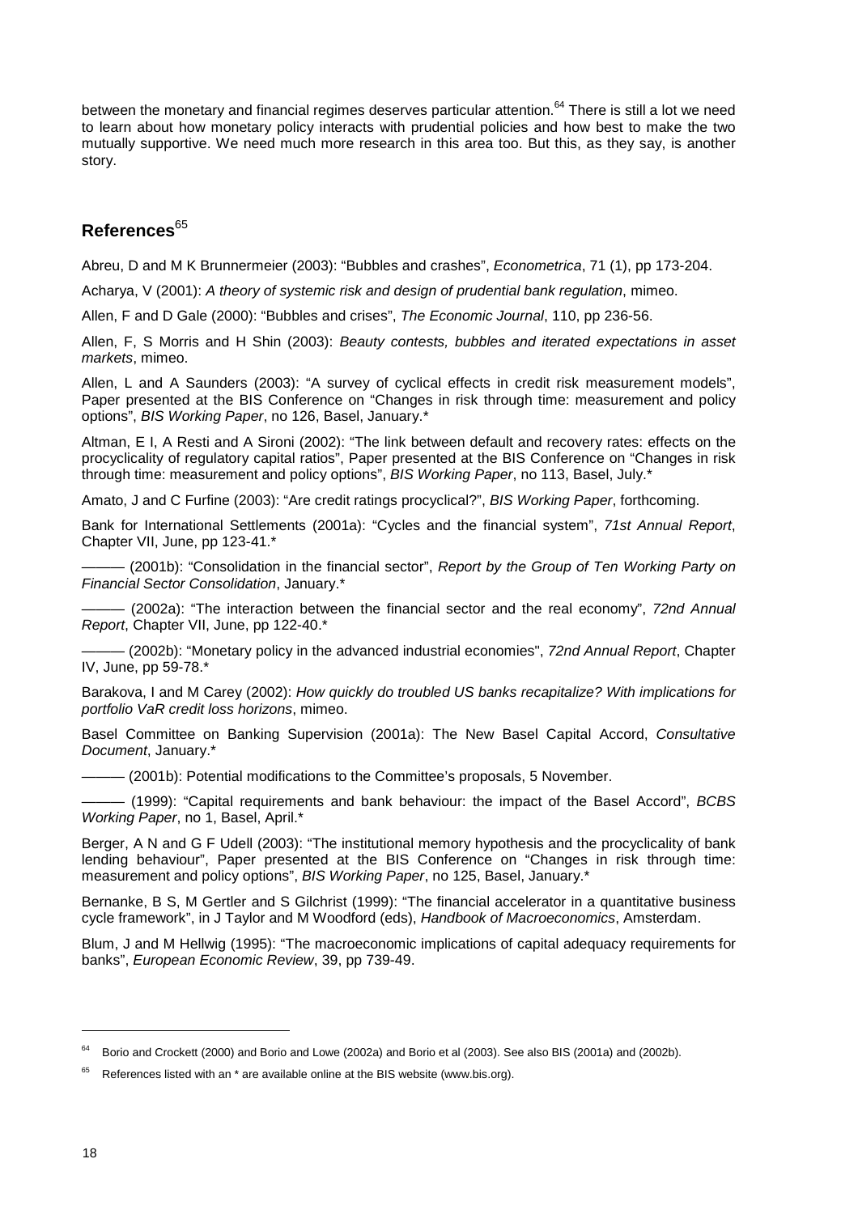between the monetary and financial regimes deserves particular attention.[64] There is still a lot we need to learn about how monetary policy interacts with prudential policies and how best to make the two mutually supportive. We need much more research in this area too. But this, as they say, is another story.

## References[65]

Abreu, D and M K Brunnermeier (2003): "Bubbles and crashes", *Econometrica*, 71 (1), pp 173-204.

Acharya, V (2001): *A theory of systemic risk and design of prudential bank regulation*, mimeo.

Allen, F and D Gale (2000): "Bubbles and crises", *The Economic Journal*, 110, pp 236-56.

Allen, F, S Morris and H Shin (2003): *Beauty contests, bubbles and iterated expectations in asset markets*, mimeo.

Allen, L and A Saunders (2003): "A survey of cyclical effects in credit risk measurement models", Paper presented at the BIS Conference on "Changes in risk through time: measurement and policy options", *BIS Working Paper*, no 126, Basel, January.*

Altman, E I, A Resti and A Sironi (2002): "The link between default and recovery rates: effects on the procyclicality of regulatory capital ratios", Paper presented at the BIS Conference on "Changes in risk through time: measurement and policy options", *BIS Working Paper*, no 113, Basel, July.*

Amato, J and C Furfine (2003): "Are credit ratings procyclical?", *BIS Working Paper*, forthcoming.

Bank for International Settlements (2001a): "Cycles and the financial system", *71st Annual Report*, Chapter VII, June, pp 123-41.*

——— (2001b): "Consolidation in the financial sector", *Report by the Group of Ten Working Party on Financial Sector Consolidation*, January.*

——— (2002a): "The interaction between the financial sector and the real economy", *72nd Annual Report*, Chapter VII, June, pp 122-40.*

——— (2002b): "Monetary policy in the advanced industrial economies", *72nd Annual Report*, Chapter IV, June, pp 59-78.*

Barakova, I and M Carey (2002): *How quickly do troubled US banks recapitalize? With implications for portfolio VaR credit loss horizons*, mimeo.

Basel Committee on Banking Supervision (2001a): The New Basel Capital Accord, *Consultative Document*, January.*

——— (2001b): Potential modifications to the Committee's proposals, 5 November.

——— (1999): "Capital requirements and bank behaviour: the impact of the Basel Accord", *BCBS Working Paper*, no 1, Basel, April.*

Berger, A N and G F Udell (2003): "The institutional memory hypothesis and the procyclicality of bank lending behaviour", Paper presented at the BIS Conference on "Changes in risk through time: measurement and policy options", *BIS Working Paper*, no 125, Basel, January.*

Bernanke, B S, M Gertler and S Gilchrist (1999): "The financial accelerator in a quantitative business cycle framework", in J Taylor and M Woodford (eds), *Handbook of Macroeconomics*, Amsterdam.

Blum, J and M Hellwig (1995): "The macroeconomic implications of capital adequacy requirements for banks", *European Economic Review*, 39, pp 739-49.

---

[64] Borio and Crockett (2000) and Borio and Lowe (2002a) and Borio et al (2003). See also BIS (2001a) and (2002b).

[65] References listed with an * are available online at the BIS website (www.bis.org).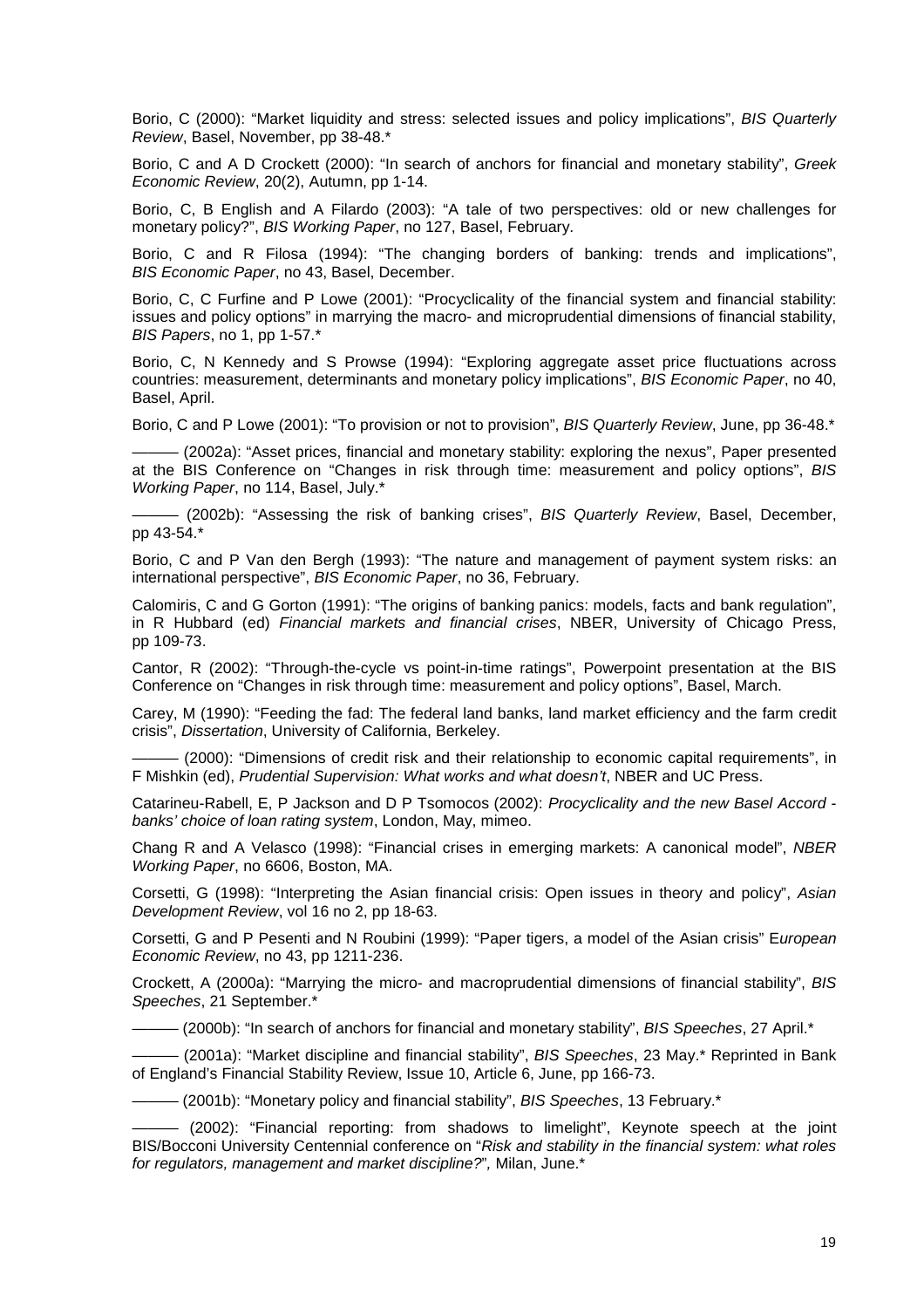Borio, C (2000): "Market liquidity and stress: selected issues and policy implications", *BIS Quarterly Review*, Basel, November, pp 38-48.*

Borio, C and A D Crockett (2000): "In search of anchors for financial and monetary stability", *Greek Economic Review*, 20(2), Autumn, pp 1-14.

Borio, C, B English and A Filardo (2003): "A tale of two perspectives: old or new challenges for monetary policy?", *BIS Working Paper*, no 127, Basel, February.

Borio, C and R Filosa (1994): "The changing borders of banking: trends and implications", *BIS Economic Paper*, no 43, Basel, December.

Borio, C, C Furfine and P Lowe (2001): "Procyclicality of the financial system and financial stability: issues and policy options" in marrying the macro- and microprudential dimensions of financial stability, *BIS Papers*, no 1, pp 1-57.*

Borio, C, N Kennedy and S Prowse (1994): "Exploring aggregate asset price fluctuations across countries: measurement, determinants and monetary policy implications", *BIS Economic Paper*, no 40, Basel, April.

Borio, C and P Lowe (2001): "To provision or not to provision", *BIS Quarterly Review*, June, pp 36-48.*

——— (2002a): "Asset prices, financial and monetary stability: exploring the nexus", Paper presented at the BIS Conference on "Changes in risk through time: measurement and policy options", *BIS Working Paper*, no 114, Basel, July.*

——— (2002b): "Assessing the risk of banking crises", *BIS Quarterly Review*, Basel, December, pp 43-54.*

Borio, C and P Van den Bergh (1993): "The nature and management of payment system risks: an international perspective", *BIS Economic Paper*, no 36, February.

Calomiris, C and G Gorton (1991): "The origins of banking panics: models, facts and bank regulation", in R Hubbard (ed) *Financial markets and financial crises*, NBER, University of Chicago Press, pp 109-73.

Cantor, R (2002): "Through-the-cycle vs point-in-time ratings", Powerpoint presentation at the BIS Conference on "Changes in risk through time: measurement and policy options", Basel, March.

Carey, M (1990): "Feeding the fad: The federal land banks, land market efficiency and the farm credit crisis", *Dissertation*, University of California, Berkeley.

——— (2000): "Dimensions of credit risk and their relationship to economic capital requirements", in F Mishkin (ed), *Prudential Supervision: What works and what doesn't*, NBER and UC Press.

Catarineu-Rabell, E, P Jackson and D P Tsomocos (2002): *Procyclicality and the new Basel Accord - banks' choice of loan rating system*, London, May, mimeo.

Chang R and A Velasco (1998): "Financial crises in emerging markets: A canonical model", *NBER Working Paper*, no 6606, Boston, MA.

Corsetti, G (1998): "Interpreting the Asian financial crisis: Open issues in theory and policy", *Asian Development Review*, vol 16 no 2, pp 18-63.

Corsetti, G and P Pesenti and N Roubini (1999): "Paper tigers, a model of the Asian crisis" *European Economic Review*, no 43, pp 1211-236.

Crockett, A (2000a): "Marrying the micro- and macroprudential dimensions of financial stability", *BIS Speeches*, 21 September.*

——— (2000b): "In search of anchors for financial and monetary stability", *BIS Speeches*, 27 April.*

——— (2001a): "Market discipline and financial stability", *BIS Speeches*, 23 May.* Reprinted in Bank of England's Financial Stability Review, Issue 10, Article 6, June, pp 166-73.

——— (2001b): "Monetary policy and financial stability", *BIS Speeches*, 13 February.*

——— (2002): "Financial reporting: from shadows to limelight", Keynote speech at the joint BIS/Bocconi University Centennial conference on "*Risk and stability in the financial system: what roles for regulators, management and market discipline?*", Milan, June.*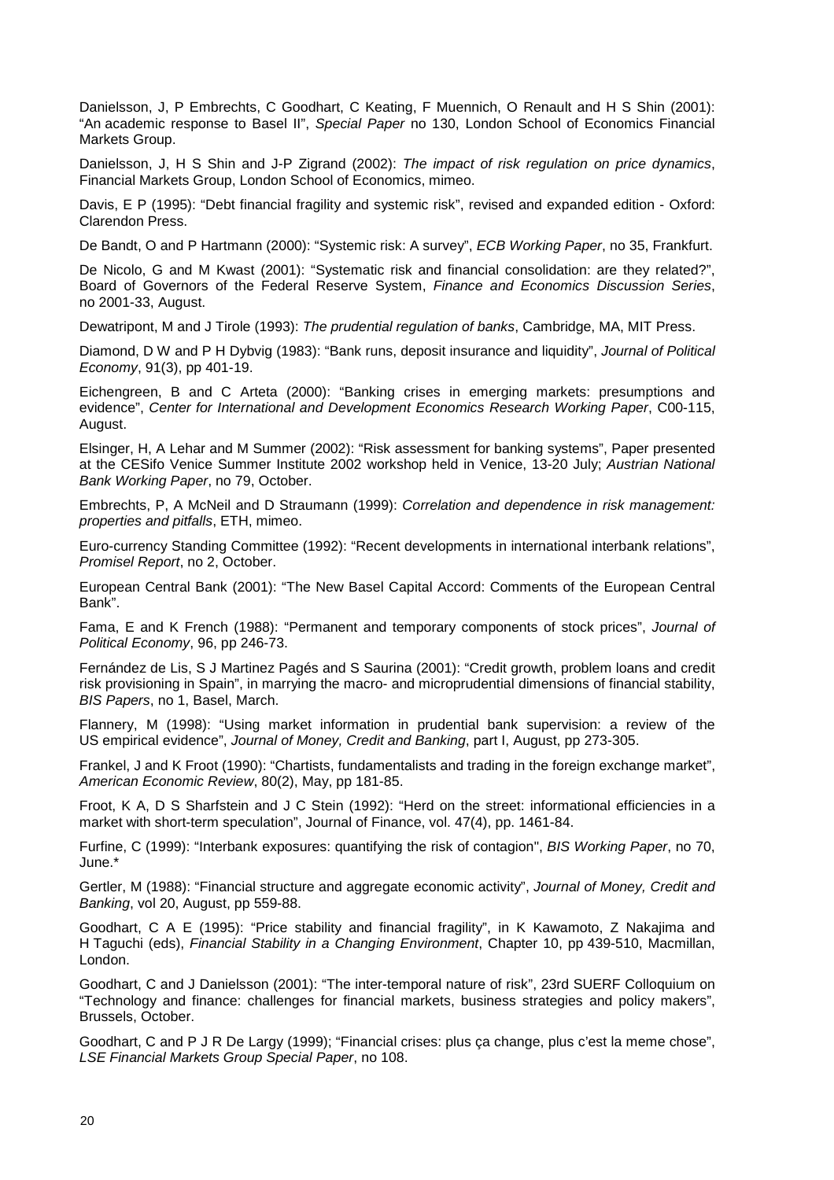Danielsson, J, P Embrechts, C Goodhart, C Keating, F Muennich, O Renault and H S Shin (2001): "An academic response to Basel II", *Special Paper* no 130, London School of Economics Financial Markets Group.

Danielsson, J, H S Shin and J-P Zigrand (2002): *The impact of risk regulation on price dynamics*, Financial Markets Group, London School of Economics, mimeo.

Davis, E P (1995): "Debt financial fragility and systemic risk", revised and expanded edition - Oxford: Clarendon Press.

De Bandt, O and P Hartmann (2000): "Systemic risk: A survey", *ECB Working Paper*, no 35, Frankfurt.

De Nicolo, G and M Kwast (2001): "Systematic risk and financial consolidation: are they related?", Board of Governors of the Federal Reserve System, *Finance and Economics Discussion Series*, no 2001-33, August.

Dewatripont, M and J Tirole (1993): *The prudential regulation of banks*, Cambridge, MA, MIT Press.

Diamond, D W and P H Dybvig (1983): "Bank runs, deposit insurance and liquidity", *Journal of Political Economy*, 91(3), pp 401-19.

Eichengreen, B and C Arteta (2000): "Banking crises in emerging markets: presumptions and evidence", *Center for International and Development Economics Research Working Paper*, C00-115, August.

Elsinger, H, A Lehar and M Summer (2002): "Risk assessment for banking systems", Paper presented at the CESifo Venice Summer Institute 2002 workshop held in Venice, 13-20 July; *Austrian National Bank Working Paper*, no 79, October.

Embrechts, P, A McNeil and D Straumann (1999): *Correlation and dependence in risk management: properties and pitfalls*, ETH, mimeo.

Euro-currency Standing Committee (1992): "Recent developments in international interbank relations", *Promisel Report*, no 2, October.

European Central Bank (2001): "The New Basel Capital Accord: Comments of the European Central Bank".

Fama, E and K French (1988): "Permanent and temporary components of stock prices", *Journal of Political Economy*, 96, pp 246-73.

Fernández de Lis, S J Martinez Pagés and S Saurina (2001): "Credit growth, problem loans and credit risk provisioning in Spain", in marrying the macro- and microprudential dimensions of financial stability, *BIS Papers*, no 1, Basel, March.

Flannery, M (1998): "Using market information in prudential bank supervision: a review of the US empirical evidence", *Journal of Money, Credit and Banking*, part I, August, pp 273-305.

Frankel, J and K Froot (1990): "Chartists, fundamentalists and trading in the foreign exchange market", *American Economic Review*, 80(2), May, pp 181-85.

Froot, K A, D S Sharfstein and J C Stein (1992): "Herd on the street: informational efficiencies in a market with short-term speculation", Journal of Finance, vol. 47(4), pp. 1461-84.

Furfine, C (1999): "Interbank exposures: quantifying the risk of contagion", *BIS Working Paper*, no 70, June.*

Gertler, M (1988): "Financial structure and aggregate economic activity", *Journal of Money, Credit and Banking*, vol 20, August, pp 559-88.

Goodhart, C A E (1995): "Price stability and financial fragility", in K Kawamoto, Z Nakajima and H Taguchi (eds), *Financial Stability in a Changing Environment*, Chapter 10, pp 439-510, Macmillan, London.

Goodhart, C and J Danielsson (2001): "The inter-temporal nature of risk", 23rd SUERF Colloquium on "Technology and finance: challenges for financial markets, business strategies and policy makers", Brussels, October.

Goodhart, C and P J R De Largy (1999); "Financial crises: plus ça change, plus c'est la meme chose", *LSE Financial Markets Group Special Paper*, no 108.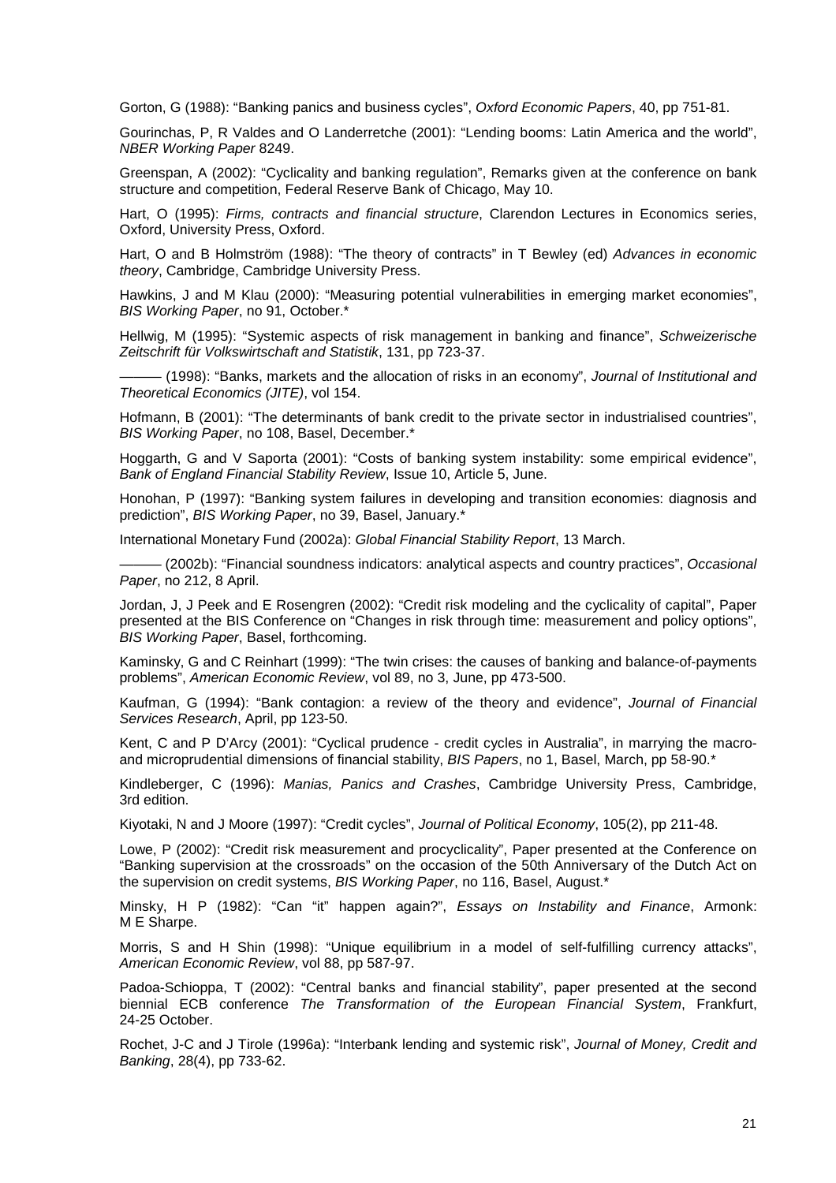Gorton, G (1988): "Banking panics and business cycles", *Oxford Economic Papers*, 40, pp 751-81.

Gourinchas, P, R Valdes and O Landerretche (2001): "Lending booms: Latin America and the world", *NBER Working Paper* 8249.

Greenspan, A (2002): "Cyclicality and banking regulation", Remarks given at the conference on bank structure and competition, Federal Reserve Bank of Chicago, May 10.

Hart, O (1995): *Firms, contracts and financial structure*, Clarendon Lectures in Economics series, Oxford, University Press, Oxford.

Hart, O and B Holmström (1988): "The theory of contracts" in T Bewley (ed) *Advances in economic theory*, Cambridge, Cambridge University Press.

Hawkins, J and M Klau (2000): "Measuring potential vulnerabilities in emerging market economies", *BIS Working Paper*, no 91, October.*

Hellwig, M (1995): "Systemic aspects of risk management in banking and finance", *Schweizerische Zeitschrift für Volkswirtschaft and Statistik*, 131, pp 723-37.

——— (1998): "Banks, markets and the allocation of risks in an economy", *Journal of Institutional and Theoretical Economics (JITE)*, vol 154.

Hofmann, B (2001): "The determinants of bank credit to the private sector in industrialised countries", *BIS Working Paper*, no 108, Basel, December.*

Hoggarth, G and V Saporta (2001): "Costs of banking system instability: some empirical evidence", *Bank of England Financial Stability Review*, Issue 10, Article 5, June.

Honohan, P (1997): "Banking system failures in developing and transition economies: diagnosis and prediction", *BIS Working Paper*, no 39, Basel, January.*

International Monetary Fund (2002a): *Global Financial Stability Report*, 13 March.

——— (2002b): "Financial soundness indicators: analytical aspects and country practices", *Occasional Paper*, no 212, 8 April.

Jordan, J, J Peek and E Rosengren (2002): "Credit risk modeling and the cyclicality of capital", Paper presented at the BIS Conference on "Changes in risk through time: measurement and policy options", *BIS Working Paper*, Basel, forthcoming.

Kaminsky, G and C Reinhart (1999): "The twin crises: the causes of banking and balance-of-payments problems", *American Economic Review*, vol 89, no 3, June, pp 473-500.

Kaufman, G (1994): "Bank contagion: a review of the theory and evidence", *Journal of Financial Services Research*, April, pp 123-50.

Kent, C and P D'Arcy (2001): "Cyclical prudence - credit cycles in Australia", in marrying the macro- and microprudential dimensions of financial stability, *BIS Papers*, no 1, Basel, March, pp 58-90.*

Kindleberger, C (1996): *Manias, Panics and Crashes*, Cambridge University Press, Cambridge, 3rd edition.

Kiyotaki, N and J Moore (1997): "Credit cycles", *Journal of Political Economy*, 105(2), pp 211-48.

Lowe, P (2002): "Credit risk measurement and procyclicality", Paper presented at the Conference on "Banking supervision at the crossroads" on the occasion of the 50th Anniversary of the Dutch Act on the supervision on credit systems, *BIS Working Paper*, no 116, Basel, August.*

Minsky, H P (1982): "Can "it" happen again?", *Essays on Instability and Finance*, Armonk: M E Sharpe.

Morris, S and H Shin (1998): "Unique equilibrium in a model of self-fulfilling currency attacks", *American Economic Review*, vol 88, pp 587-97.

Padoa-Schioppa, T (2002): "Central banks and financial stability", paper presented at the second biennial ECB conference *The Transformation of the European Financial System*, Frankfurt, 24-25 October.

Rochet, J-C and J Tirole (1996a): "Interbank lending and systemic risk", *Journal of Money, Credit and Banking*, 28(4), pp 733-62.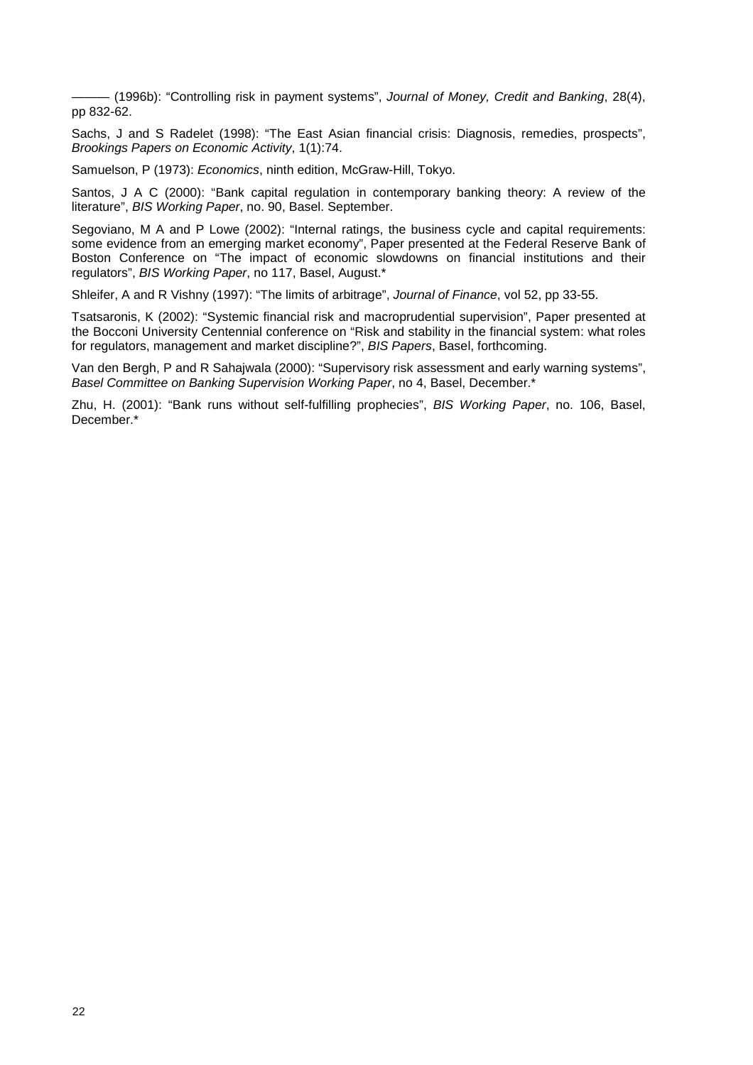——— (1996b): "Controlling risk in payment systems", *Journal of Money, Credit and Banking*, 28(4), pp 832-62.

Sachs, J and S Radelet (1998): "The East Asian financial crisis: Diagnosis, remedies, prospects", *Brookings Papers on Economic Activity*, 1(1):74.

Samuelson, P (1973): *Economics*, ninth edition, McGraw-Hill, Tokyo.

Santos, J A C (2000): "Bank capital regulation in contemporary banking theory: A review of the literature", *BIS Working Paper*, no. 90, Basel. September.

Segoviano, M A and P Lowe (2002): "Internal ratings, the business cycle and capital requirements: some evidence from an emerging market economy", Paper presented at the Federal Reserve Bank of Boston Conference on "The impact of economic slowdowns on financial institutions and their regulators", *BIS Working Paper*, no 117, Basel, August.*

Shleifer, A and R Vishny (1997): "The limits of arbitrage", *Journal of Finance*, vol 52, pp 33-55.

Tsatsaronis, K (2002): "Systemic financial risk and macroprudential supervision", Paper presented at the Bocconi University Centennial conference on "Risk and stability in the financial system: what roles for regulators, management and market discipline?", *BIS Papers*, Basel, forthcoming.

Van den Bergh, P and R Sahajwala (2000): "Supervisory risk assessment and early warning systems", *Basel Committee on Banking Supervision Working Paper*, no 4, Basel, December.*

Zhu, H. (2001): "Bank runs without self-fulfilling prophecies", *BIS Working Paper*, no. 106, Basel, December.*